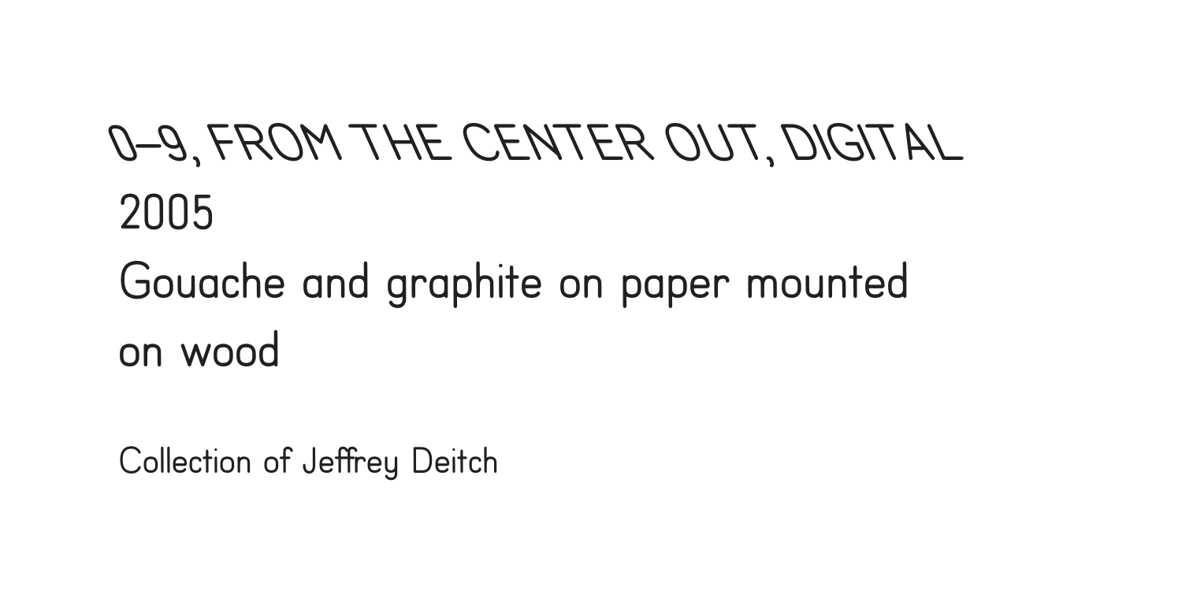# 0–9, FROM THE CENTER OUT, DIGITAL

2005

Gouache and graphite on paper mounted on wood

Collection of Jeffrey Deitch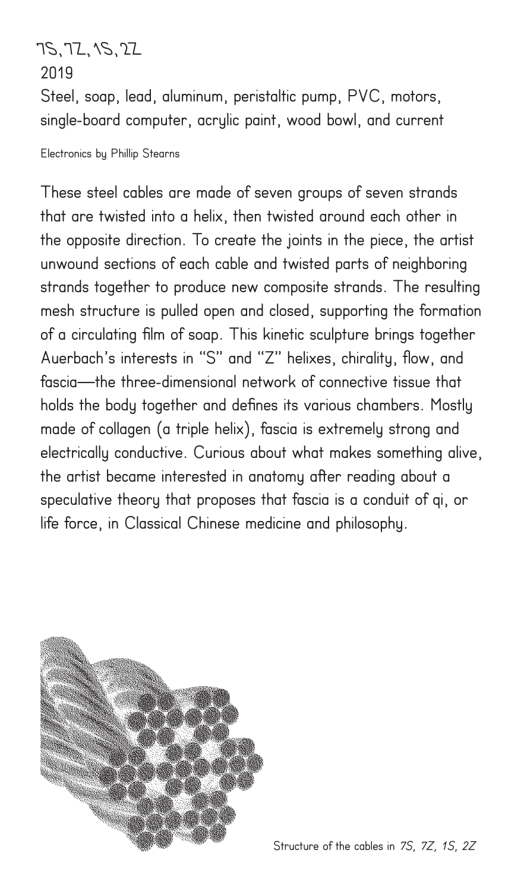# 7S, 7Z, 1S, 2Z

2019

Steel, soap, lead, aluminum, peristaltic pump, PVC, motors, single-board computer, acrylic paint, wood bowl, and current

Electronics by Phillip Stearns

These steel cables are made of seven groups of seven strands that are twisted into a helix, then twisted around each other in the opposite direction. To create the joints in the piece, the artist unwound sections of each cable and twisted parts of neighboring strands together to produce new composite strands. The resulting mesh structure is pulled open and closed, supporting the formation of a circulating film of soap. This kinetic sculpture brings together Auerbach's interests in "S" and "Z" helixes, chirality, flow, and fascia—the three-dimensional network of connective tissue that holds the body together and defines its various chambers. Mostly made of collagen (a triple helix), fascia is extremely strong and electrically conductive. Curious about what makes something alive, the artist became interested in anatomy after reading about a speculative theory that proposes that fascia is a conduit of qi, or life force, in Classical Chinese medicine and philosophy.

Structure of the cables in *7S, 7Z, 1S, 2Z*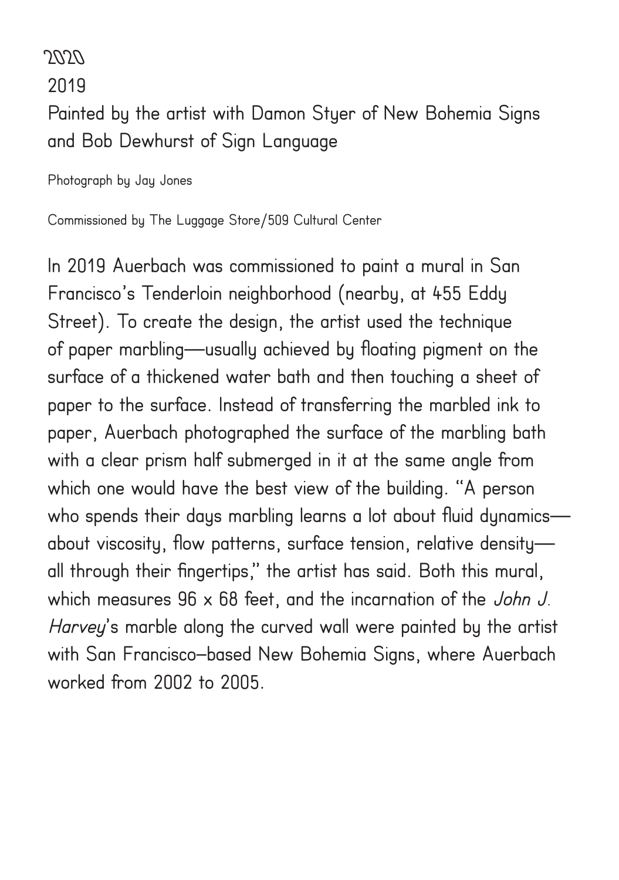*2020*

2019

Painted by the artist with Damon Styer of New Bohemia Signs and Bob Dewhurst of Sign Language

Photograph by Jay Jones

Commissioned by The Luggage Store/509 Cultural Center

In 2019 Auerbach was commissioned to paint a mural in San Francisco's Tenderloin neighborhood (nearby, at 455 Eddy Street). To create the design, the artist used the technique of paper marbling—usually achieved by floating pigment on the surface of a thickened water bath and then touching a sheet of paper to the surface. Instead of transferring the marbled ink to paper, Auerbach photographed the surface of the marbling bath with a clear prism half submerged in it at the same angle from which one would have the best view of the building. "A person who spends their days marbling learns a lot about fluid dynamics—about viscosity, flow patterns, surface tension, relative density—all through their fingertips," the artist has said. Both this mural, which measures 96 x 68 feet, and the incarnation of the *John J. Harvey*'s marble along the curved wall were painted by the artist with San Francisco–based New Bohemia Signs, where Auerbach worked from 2002 to 2005.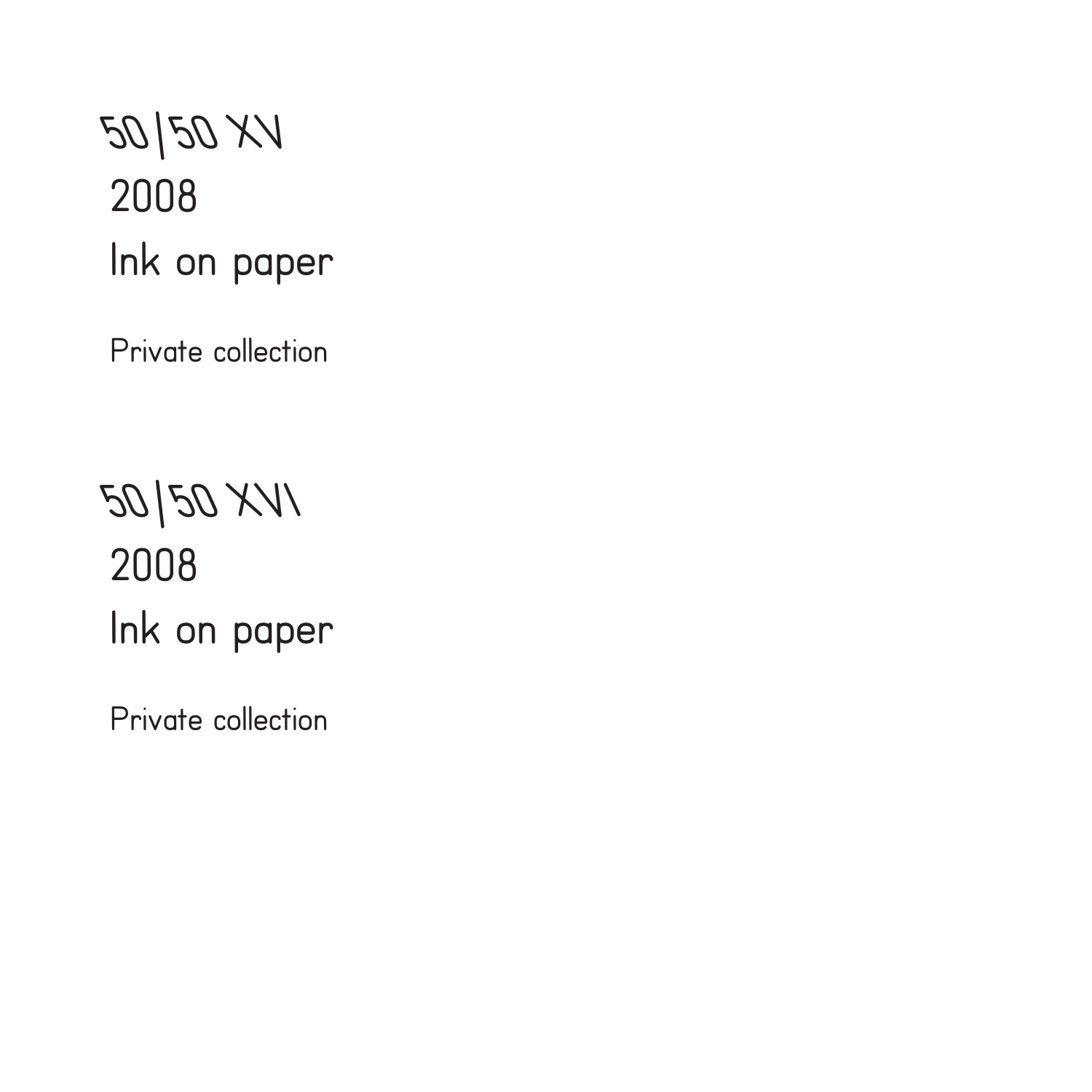50/50 XV
2008
Ink on paper

Private collection

50/50 XVI
2008
Ink on paper

Private collection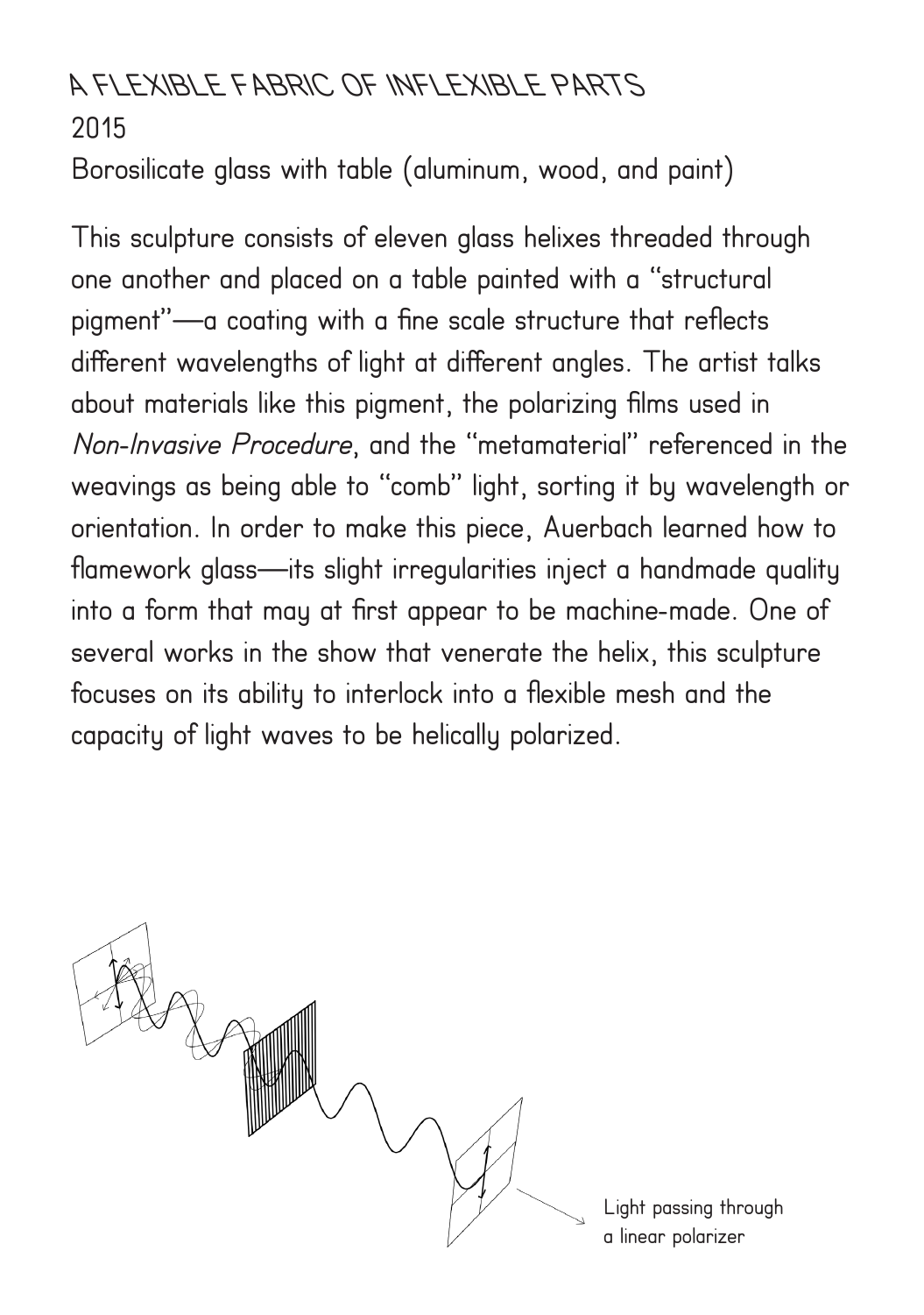# A FLEXIBLE FABRIC OF INFLEXIBLE PARTS

2015

Borosilicate glass with table (aluminum, wood, and paint)

This sculpture consists of eleven glass helixes threaded through one another and placed on a table painted with a "structural pigment"—a coating with a fine scale structure that reflects different wavelengths of light at different angles. The artist talks about materials like this pigment, the polarizing films used in *Non-Invasive Procedure*, and the "metamaterial" referenced in the weavings as being able to "comb" light, sorting it by wavelength or orientation. In order to make this piece, Auerbach learned how to flamework glass—its slight irregularities inject a handmade quality into a form that may at first appear to be machine-made. One of several works in the show that venerate the helix, this sculpture focuses on its ability to interlock into a flexible mesh and the capacity of light waves to be helically polarized.

Light passing through a linear polarizer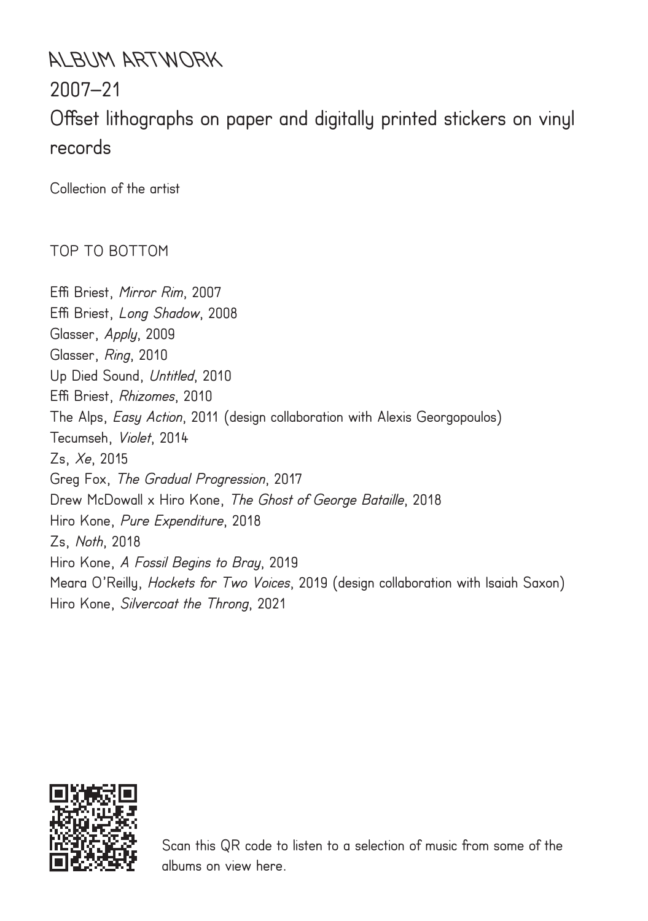# ALBUM ARTWORK

## 2007–21

## Offset lithographs on paper and digitally printed stickers on vinyl records

Collection of the artist

TOP TO BOTTOM

Effi Briest, *Mirror Rim*, 2007  
Effi Briest, *Long Shadow*, 2008  
Glasser, *Apply*, 2009  
Glasser, *Ring*, 2010  
Up Died Sound, *Untitled*, 2010  
Effi Briest, *Rhizomes*, 2010  
The Alps, *Easy Action*, 2011 (design collaboration with Alexis Georgopoulos)  
Tecumseh, *Violet*, 2014  
Zs, *Xe*, 2015  
Greg Fox, *The Gradual Progression*, 2017  
Drew McDowall x Hiro Kone, *The Ghost of George Bataille*, 2018  
Hiro Kone, *Pure Expenditure*, 2018  
Zs, *Noth*, 2018  
Hiro Kone, *A Fossil Begins to Bray*, 2019  
Meara O'Reilly, *Hockets for Two Voices*, 2019 (design collaboration with Isaiah Saxon)  
Hiro Kone, *Silvercoat the Throng*, 2021

Scan this QR code to listen to a selection of music from some of the albums on view here.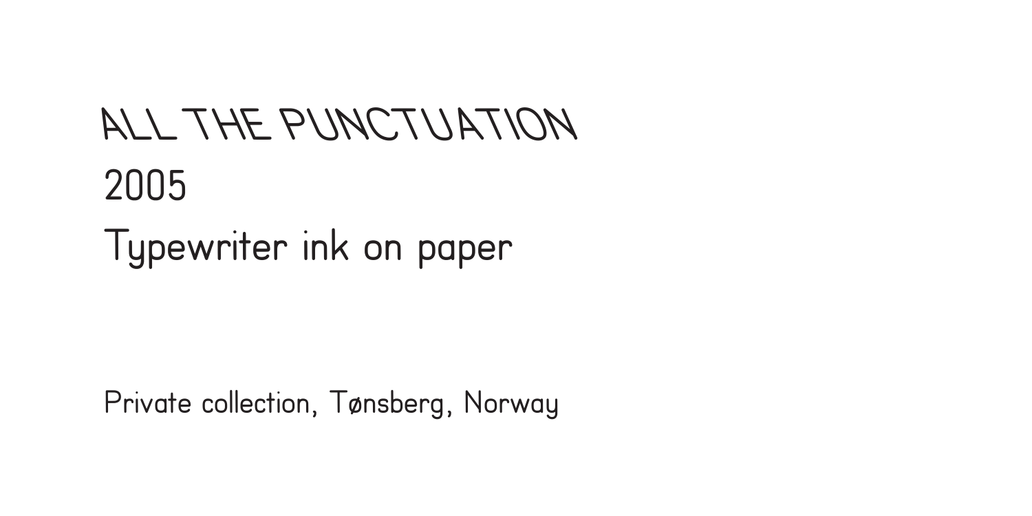# ALL THE PUNCTUATION

2005

Typewriter ink on paper

Private collection, Tønsberg, Norway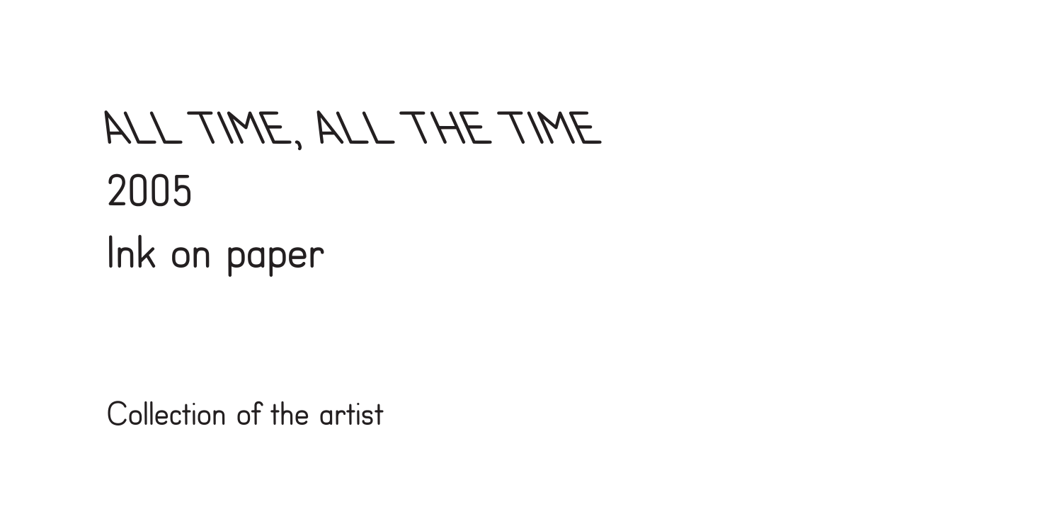# ALL TIME, ALL THE TIME

2005

Ink on paper

Collection of the artist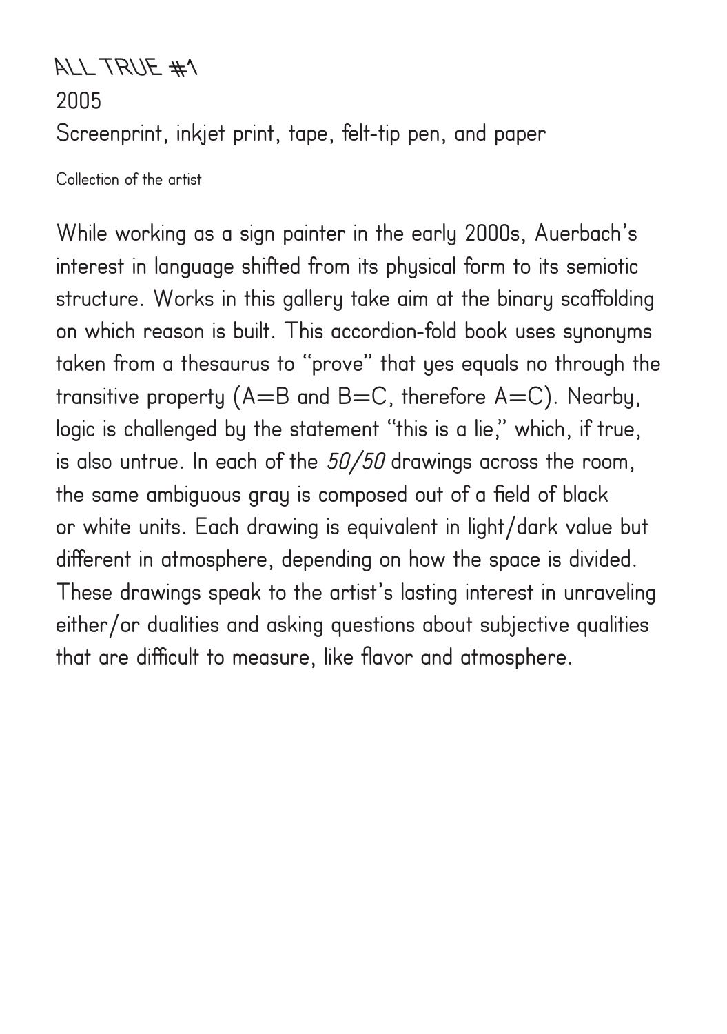# ALL TRUE #1

2005

Screenprint, inkjet print, tape, felt-tip pen, and paper

Collection of the artist

While working as a sign painter in the early 2000s, Auerbach's interest in language shifted from its physical form to its semiotic structure. Works in this gallery take aim at the binary scaffolding on which reason is built. This accordion-fold book uses synonyms taken from a thesaurus to "prove" that yes equals no through the transitive property (A=B and B=C, therefore A=C). Nearby, logic is challenged by the statement "this is a lie," which, if true, is also untrue. In each of the *50/50* drawings across the room, the same ambiguous gray is composed out of a field of black or white units. Each drawing is equivalent in light/dark value but different in atmosphere, depending on how the space is divided. These drawings speak to the artist's lasting interest in unraveling either/or dualities and asking questions about subjective qualities that are difficult to measure, like flavor and atmosphere.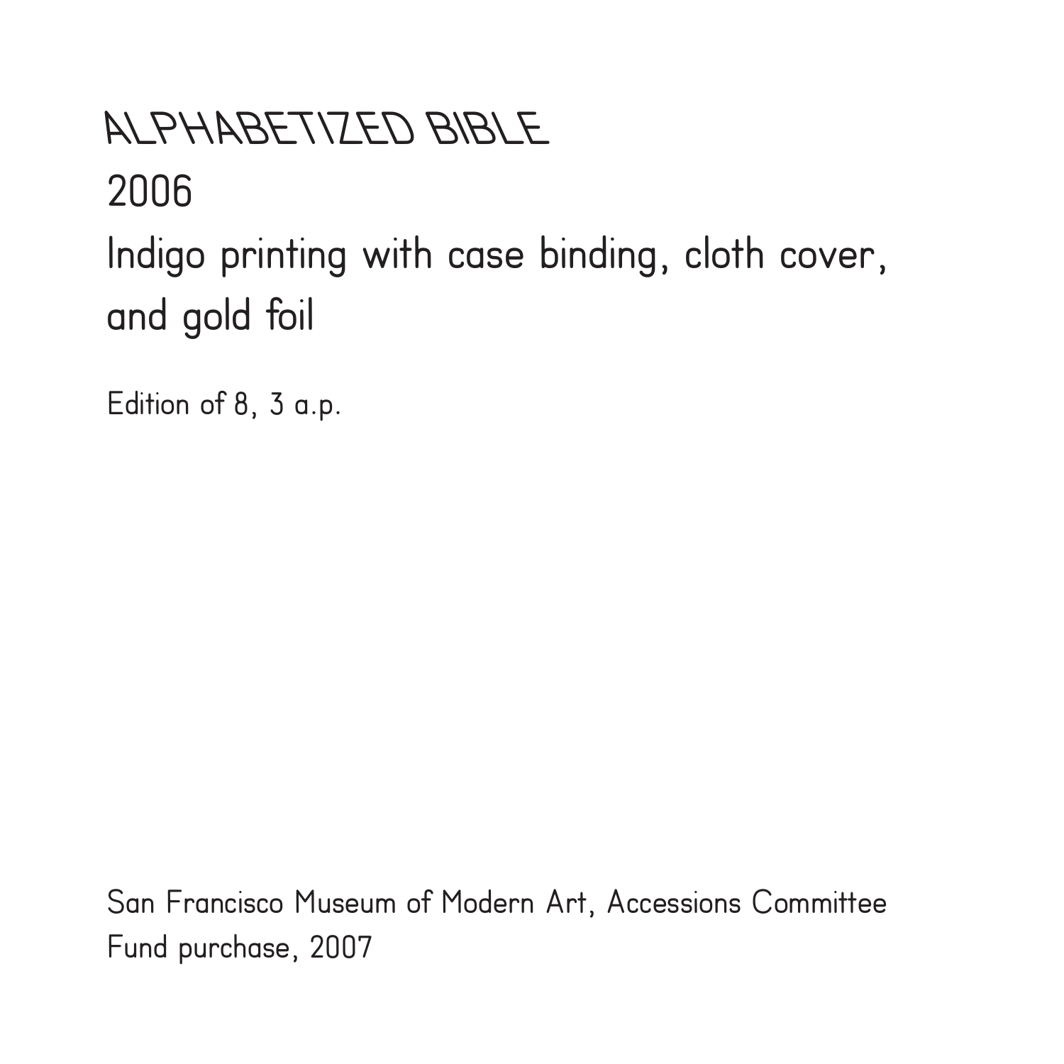# ALPHABETIZED BIBLE

2006

Indigo printing with case binding, cloth cover, and gold foil

Edition of 8, 3 a.p.

San Francisco Museum of Modern Art, Accessions Committee Fund purchase, 2007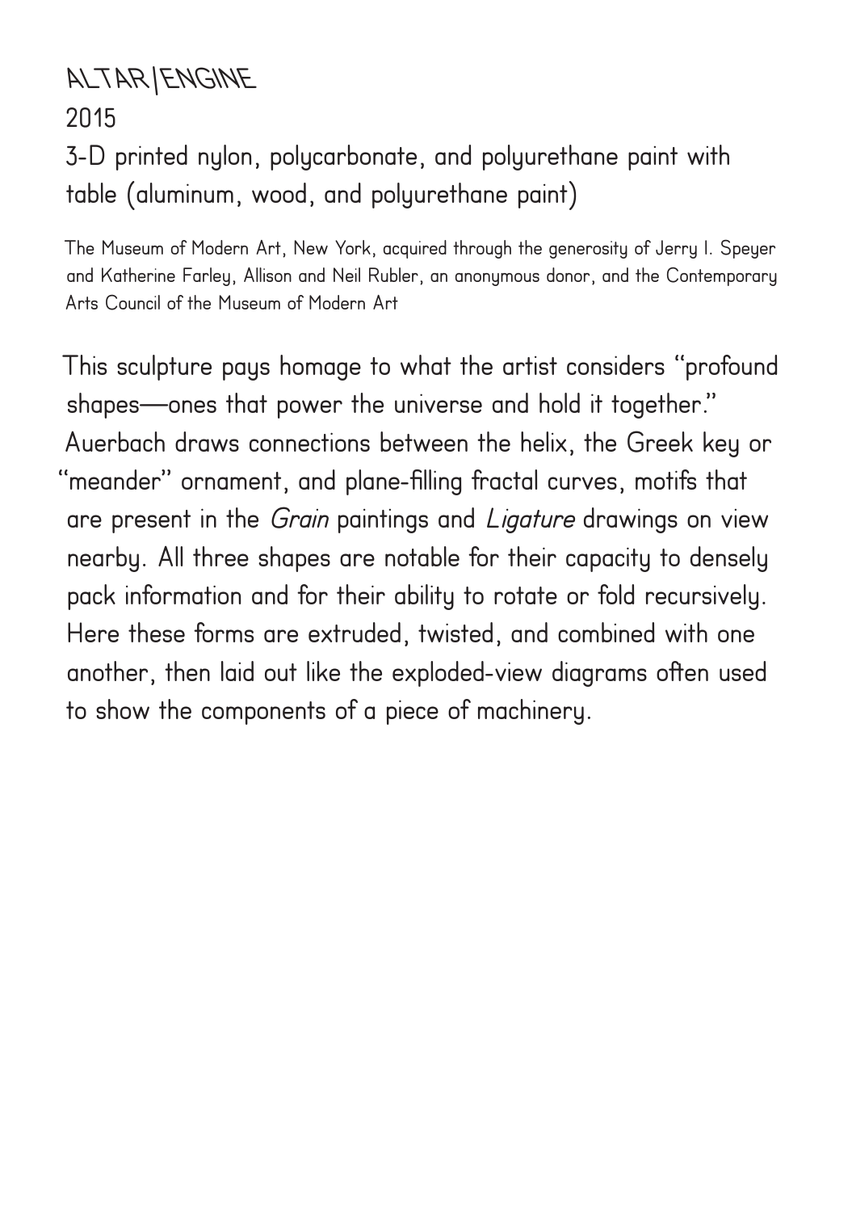# ALTAR/ENGINE

2015

3-D printed nylon, polycarbonate, and polyurethane paint with table (aluminum, wood, and polyurethane paint)

The Museum of Modern Art, New York, acquired through the generosity of Jerry I. Speyer and Katherine Farley, Allison and Neil Rubler, an anonymous donor, and the Contemporary Arts Council of the Museum of Modern Art

This sculpture pays homage to what the artist considers "profound shapes—ones that power the universe and hold it together." Auerbach draws connections between the helix, the Greek key or "meander" ornament, and plane-filling fractal curves, motifs that are present in the *Grain* paintings and *Ligature* drawings on view nearby. All three shapes are notable for their capacity to densely pack information and for their ability to rotate or fold recursively. Here these forms are extruded, twisted, and combined with one another, then laid out like the exploded-view diagrams often used to show the components of a piece of machinery.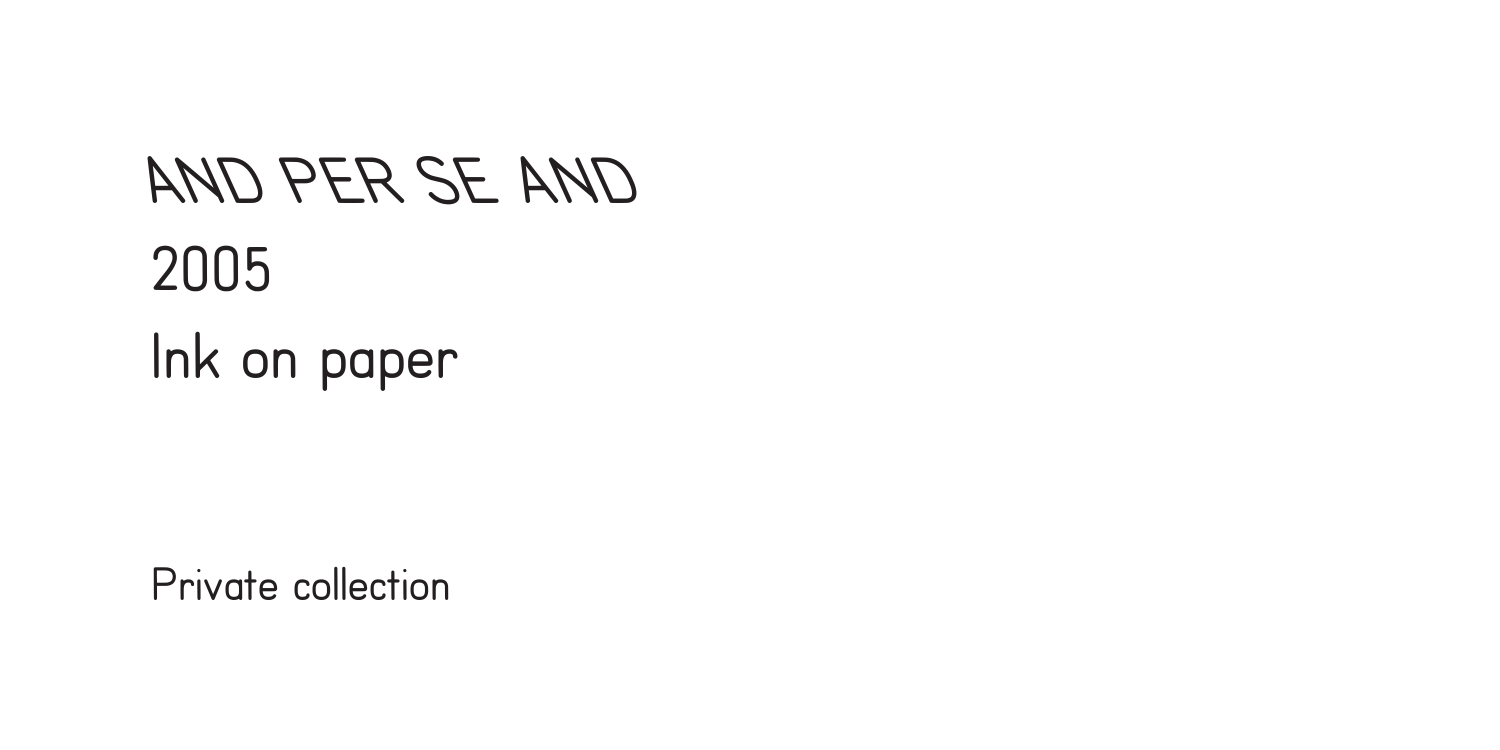AND PER SE AND

2005

Ink on paper

Private collection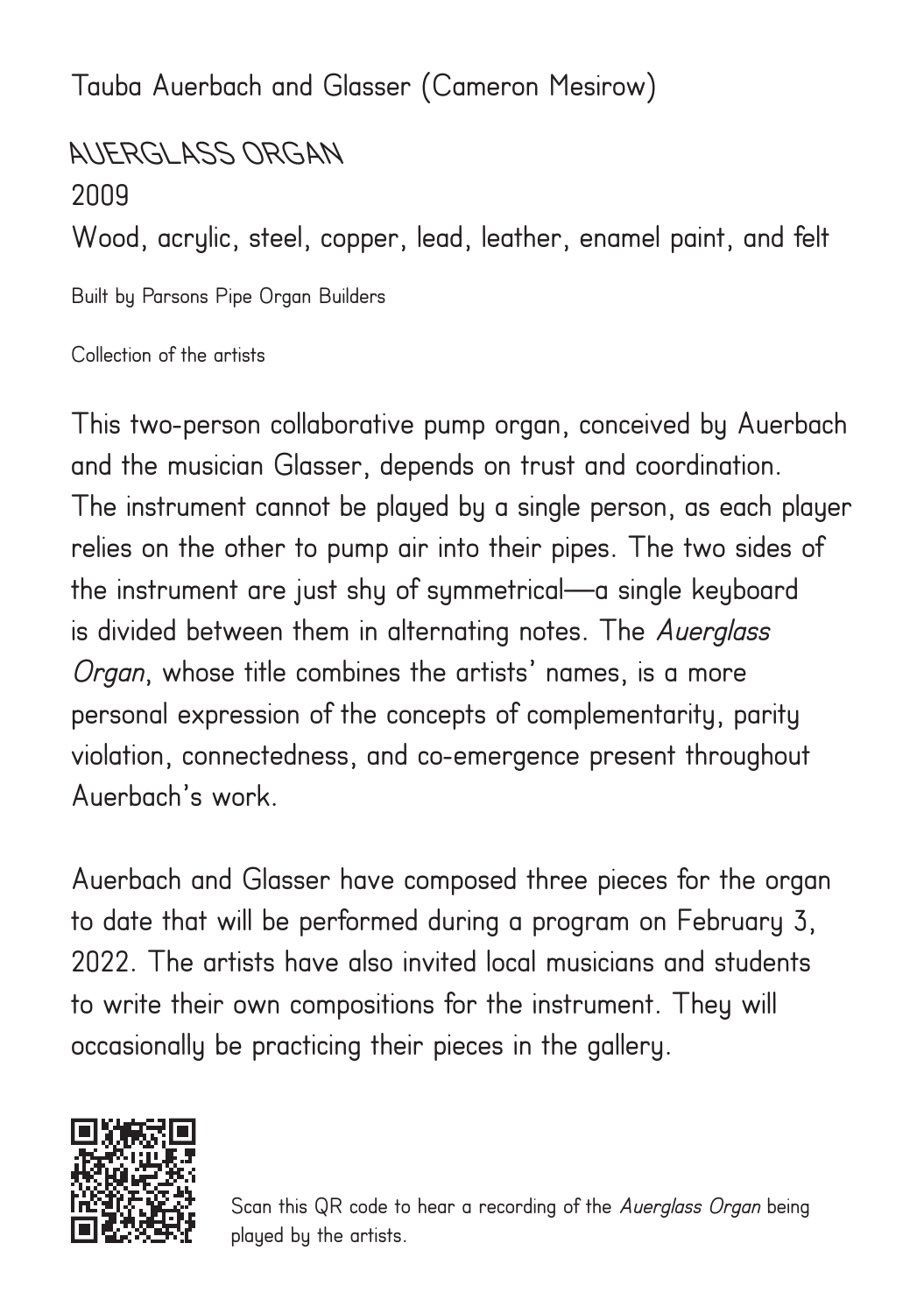Tauba Auerbach and Glasser (Cameron Mesirow)

# AUERGLASS ORGAN

2009

Wood, acrylic, steel, copper, lead, leather, enamel paint, and felt

Built by Parsons Pipe Organ Builders

Collection of the artists

This two-person collaborative pump organ, conceived by Auerbach and the musician Glasser, depends on trust and coordination. The instrument cannot be played by a single person, as each player relies on the other to pump air into their pipes. The two sides of the instrument are just shy of symmetrical—a single keyboard is divided between them in alternating notes. The *Auerglass Organ*, whose title combines the artists' names, is a more personal expression of the concepts of complementarity, parity violation, connectedness, and co-emergence present throughout Auerbach's work.

Auerbach and Glasser have composed three pieces for the organ to date that will be performed during a program on February 3, 2022. The artists have also invited local musicians and students to write their own compositions for the instrument. They will occasionally be practicing their pieces in the gallery.

Scan this QR code to hear a recording of the *Auerglass Organ* being played by the artists.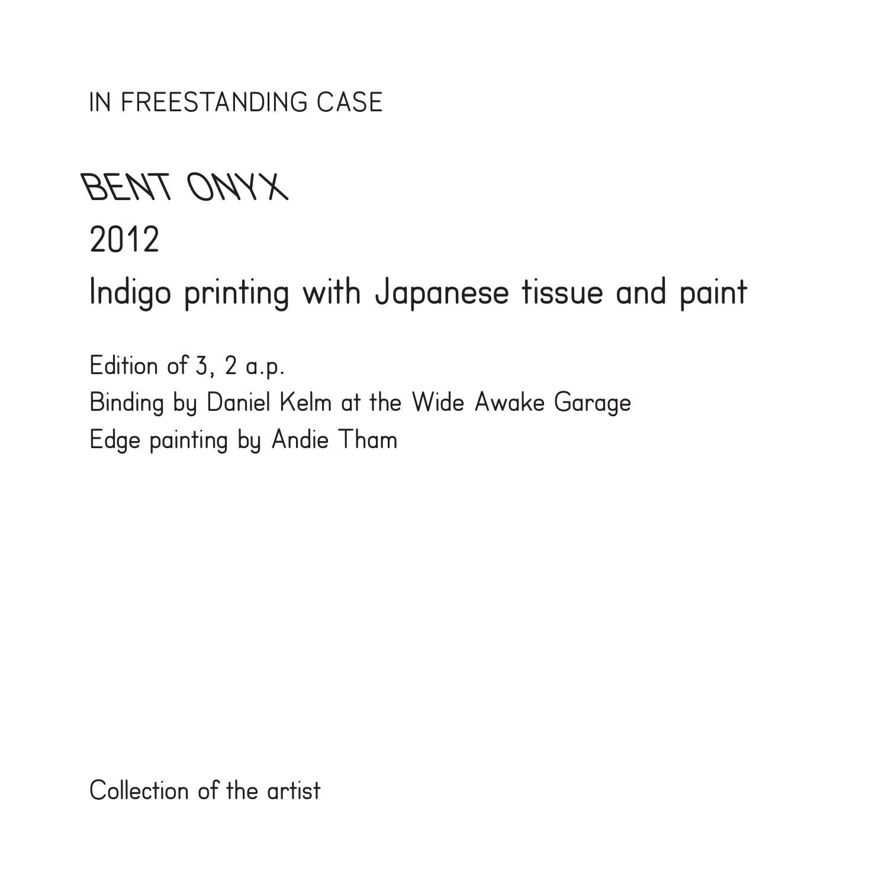IN FREESTANDING CASE

# BENT ONYX

2012

Indigo printing with Japanese tissue and paint

Edition of 3, 2 a.p.
Binding by Daniel Kelm at the Wide Awake Garage
Edge painting by Andie Tham

Collection of the artist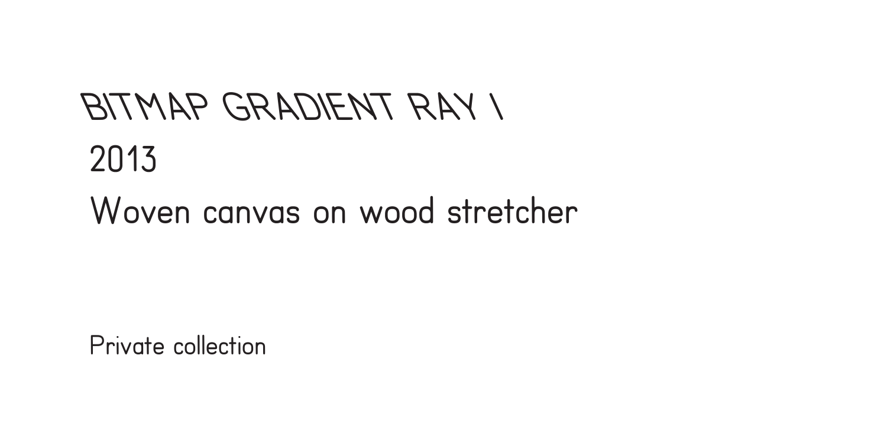# BITMAP GRADIENT RAY I

2013

Woven canvas on wood stretcher

Private collection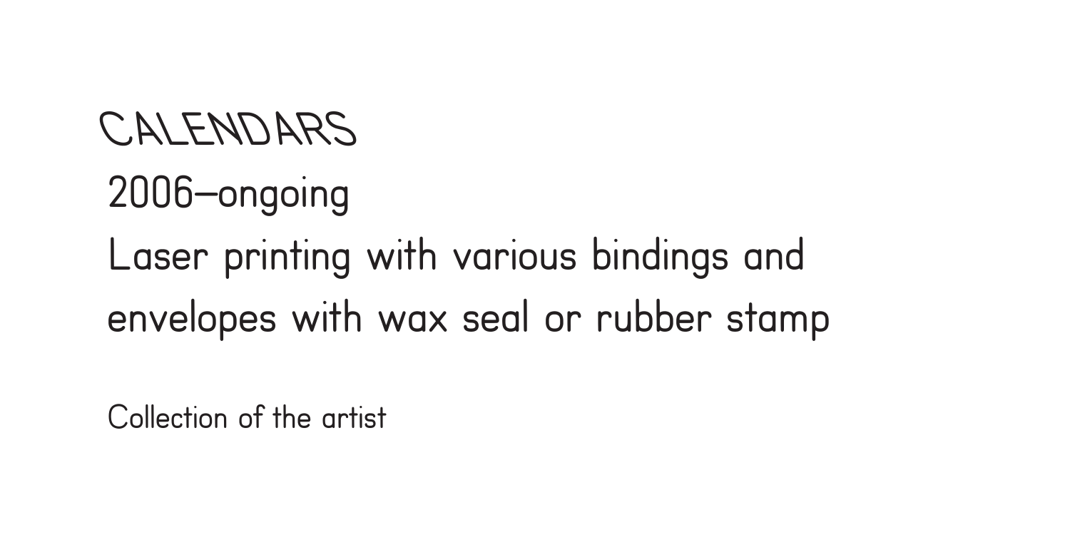# CALENDARS

2006–ongoing

Laser printing with various bindings and envelopes with wax seal or rubber stamp

Collection of the artist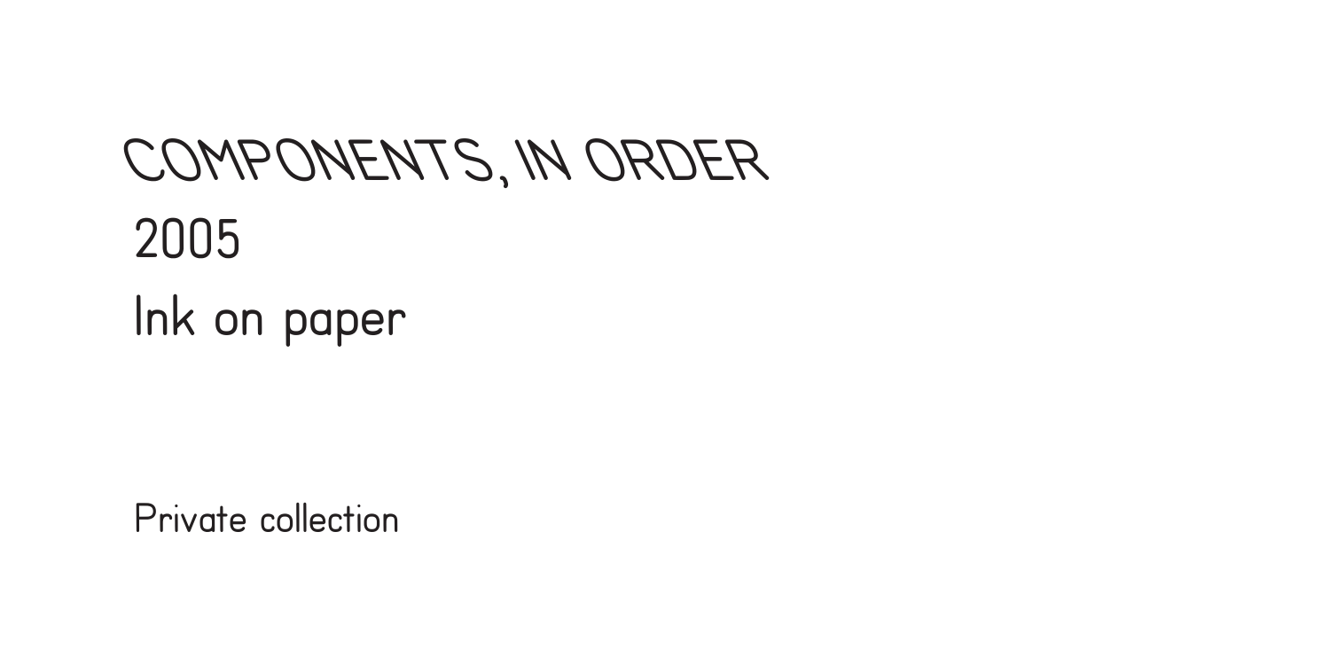# COMPONENTS, IN ORDER

2005

Ink on paper

Private collection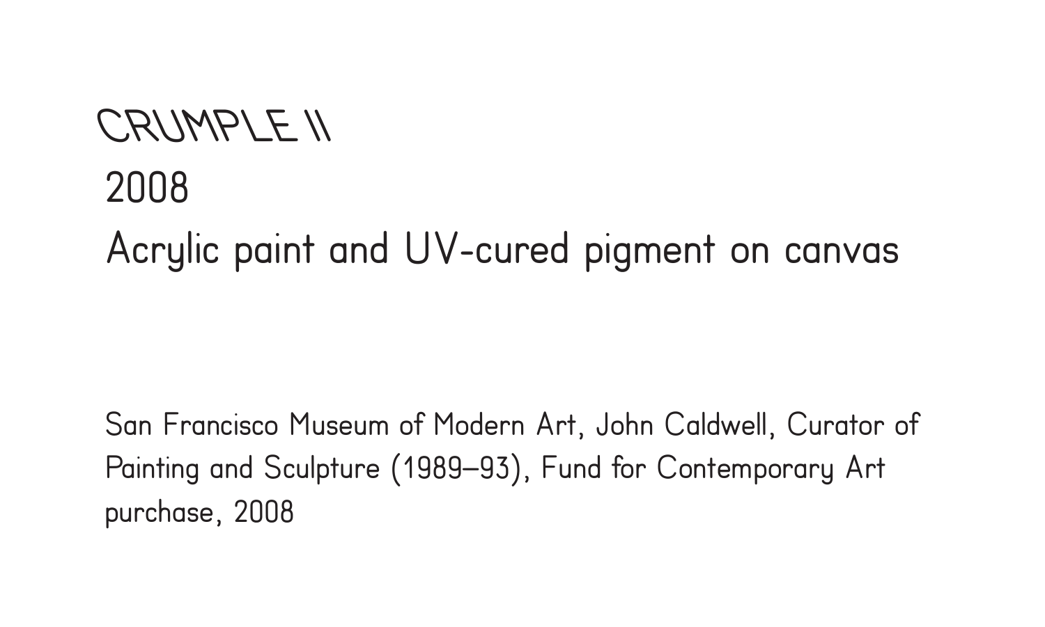# CRUMPLE II

2008

Acrylic paint and UV-cured pigment on canvas

San Francisco Museum of Modern Art, John Caldwell, Curator of Painting and Sculpture (1989–93), Fund for Contemporary Art purchase, 2008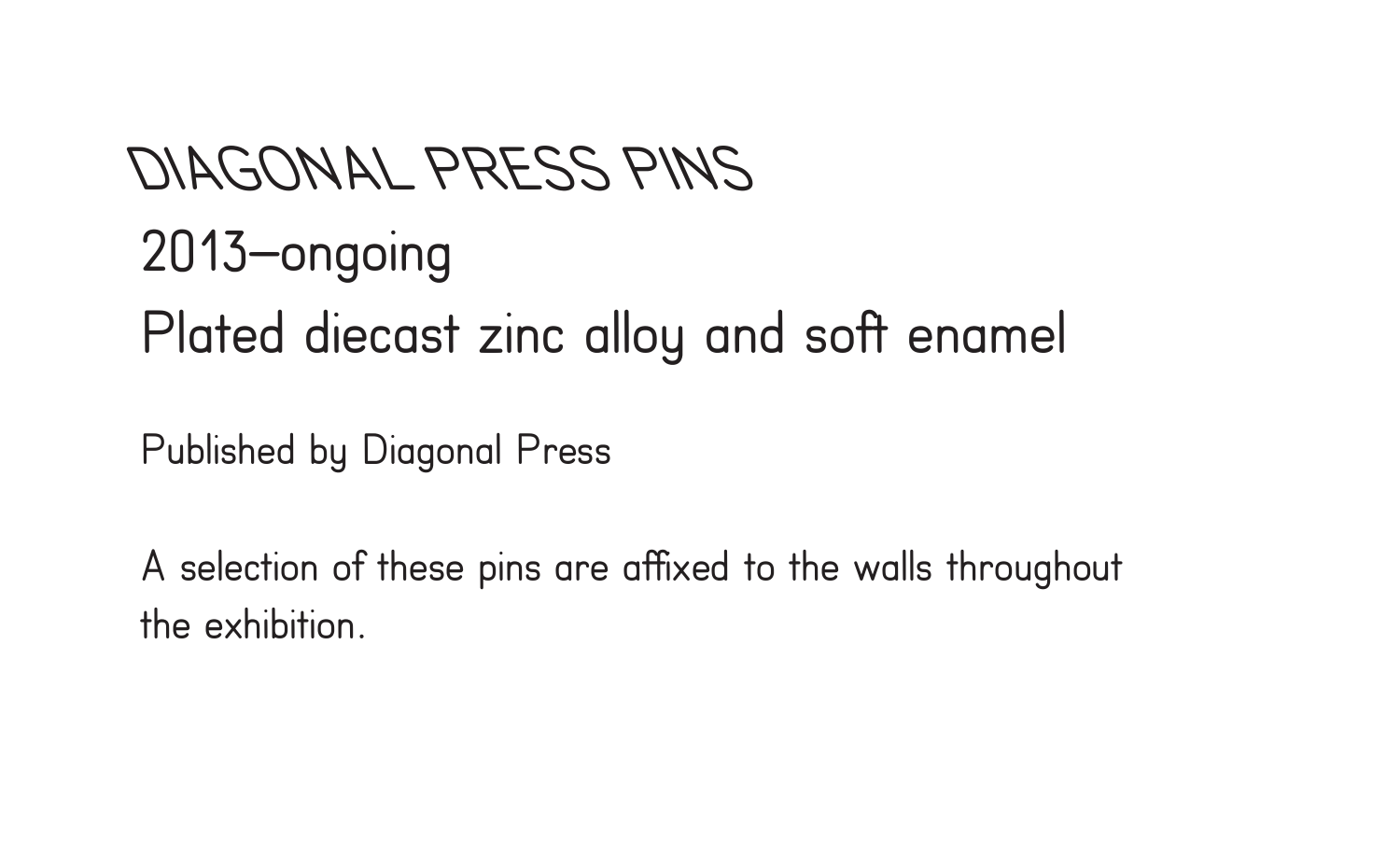# DIAGONAL PRESS PINS

2013–ongoing

Plated diecast zinc alloy and soft enamel

Published by Diagonal Press

A selection of these pins are affixed to the walls throughout the exhibition.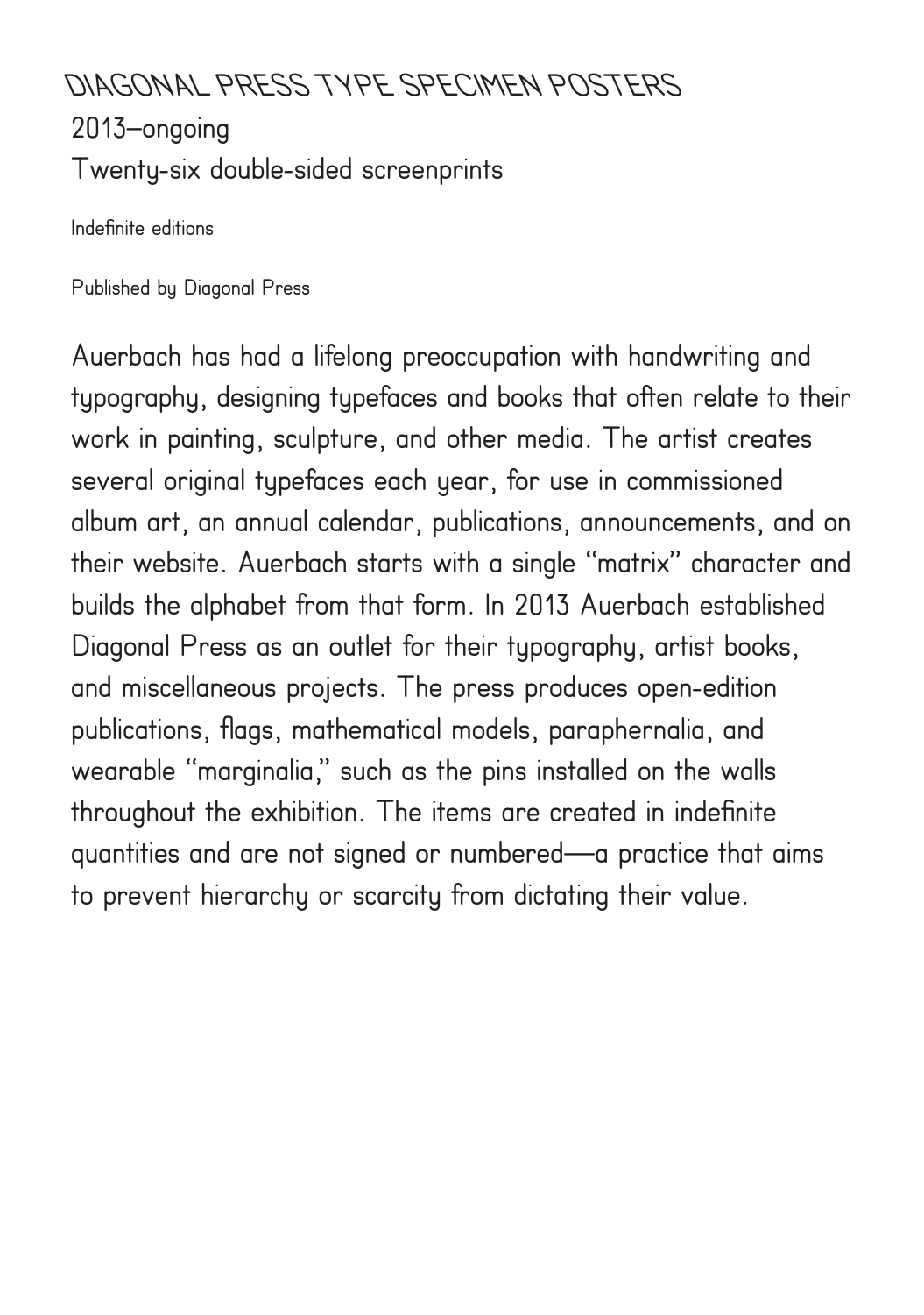# DIAGONAL PRESS TYPE SPECIMEN POSTERS

2013–ongoing

Twenty-six double-sided screenprints

Indefinite editions

Published by Diagonal Press

Auerbach has had a lifelong preoccupation with handwriting and typography, designing typefaces and books that often relate to their work in painting, sculpture, and other media. The artist creates several original typefaces each year, for use in commissioned album art, an annual calendar, publications, announcements, and on their website. Auerbach starts with a single "matrix" character and builds the alphabet from that form. In 2013 Auerbach established Diagonal Press as an outlet for their typography, artist books, and miscellaneous projects. The press produces open-edition publications, flags, mathematical models, paraphernalia, and wearable "marginalia," such as the pins installed on the walls throughout the exhibition. The items are created in indefinite quantities and are not signed or numbered—a practice that aims to prevent hierarchy or scarcity from dictating their value.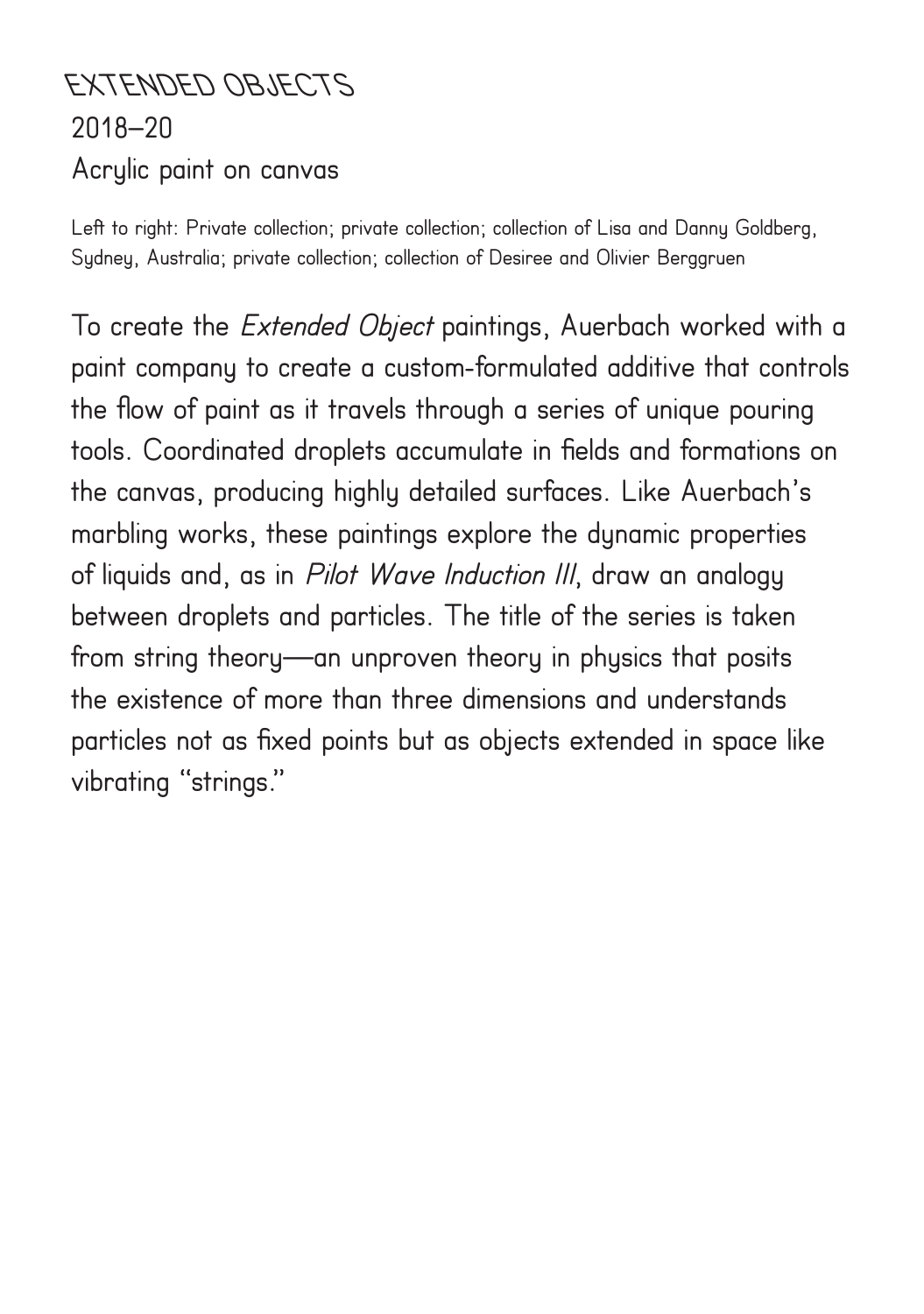# EXTENDED OBJECTS

2018–20

Acrylic paint on canvas

Left to right: Private collection; private collection; collection of Lisa and Danny Goldberg, Sydney, Australia; private collection; collection of Desiree and Olivier Berggruen

To create the *Extended Object* paintings, Auerbach worked with a paint company to create a custom-formulated additive that controls the flow of paint as it travels through a series of unique pouring tools. Coordinated droplets accumulate in fields and formations on the canvas, producing highly detailed surfaces. Like Auerbach's marbling works, these paintings explore the dynamic properties of liquids and, as in *Pilot Wave Induction III*, draw an analogy between droplets and particles. The title of the series is taken from string theory—an unproven theory in physics that posits the existence of more than three dimensions and understands particles not as fixed points but as objects extended in space like vibrating "strings."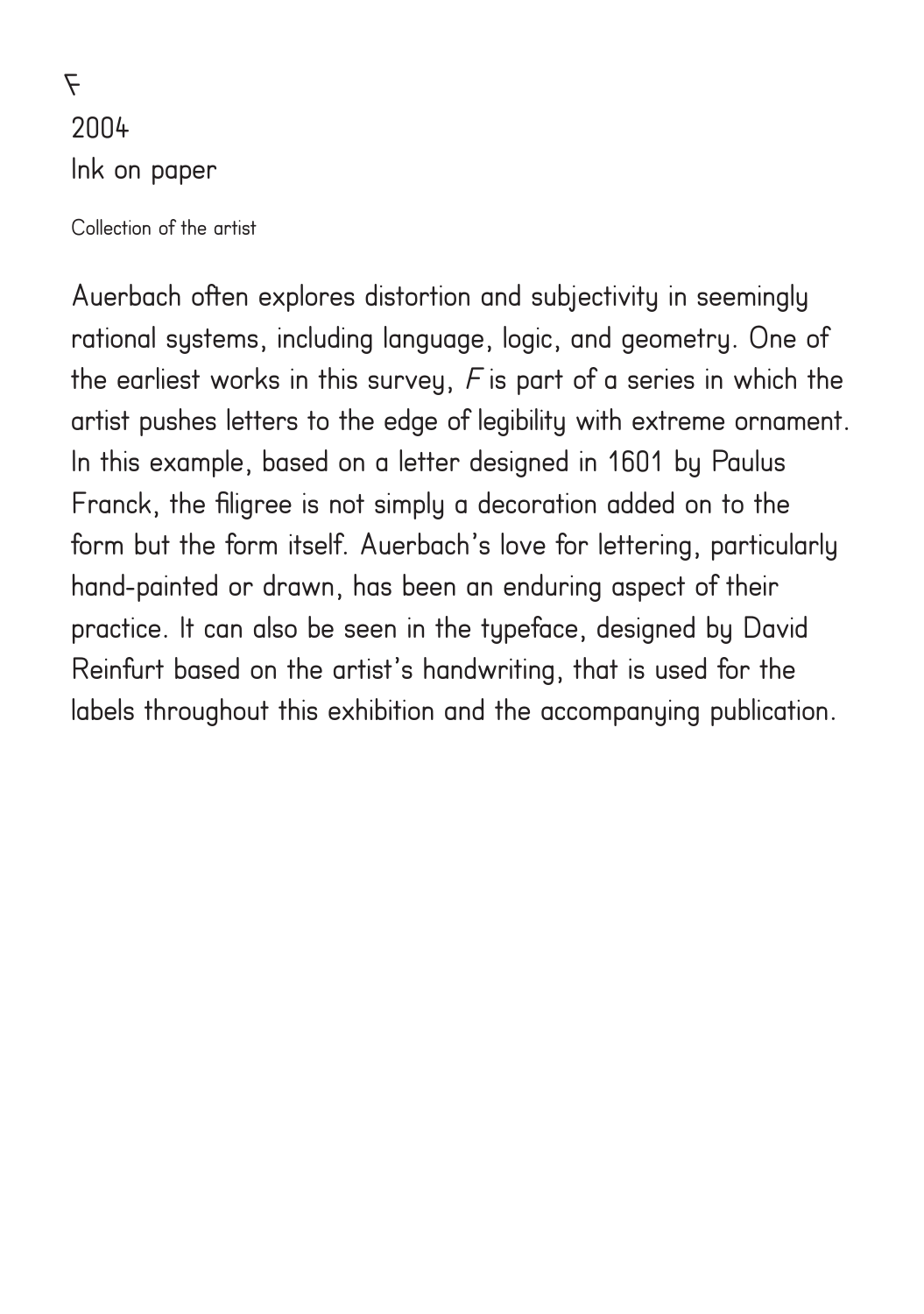# *F*

2004
Ink on paper

Collection of the artist

Auerbach often explores distortion and subjectivity in seemingly rational systems, including language, logic, and geometry. One of the earliest works in this survey, *F* is part of a series in which the artist pushes letters to the edge of legibility with extreme ornament. In this example, based on a letter designed in 1601 by Paulus Franck, the filigree is not simply a decoration added on to the form but the form itself. Auerbach's love for lettering, particularly hand-painted or drawn, has been an enduring aspect of their practice. It can also be seen in the typeface, designed by David Reinfurt based on the artist's handwriting, that is used for the labels throughout this exhibition and the accompanying publication.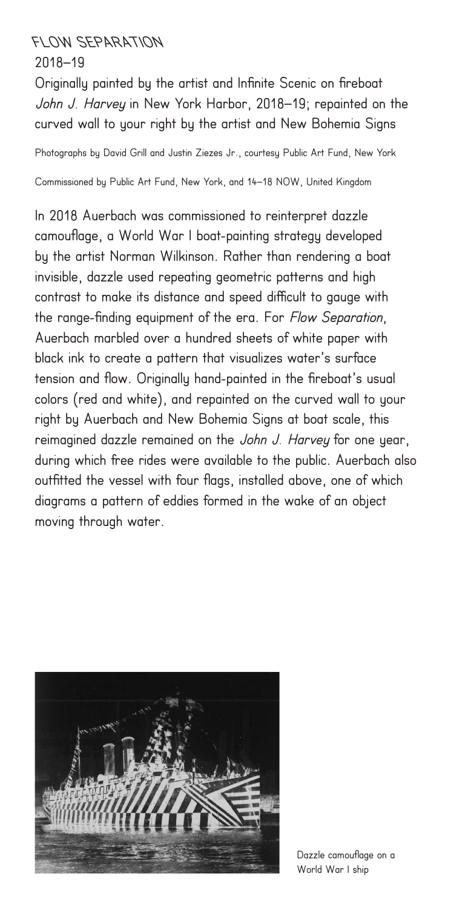# FLOW SEPARATION

2018–19

Originally painted by the artist and Infinite Scenic on fireboat *John J. Harvey* in New York Harbor, 2018–19; repainted on the curved wall to your right by the artist and New Bohemia Signs

Photographs by David Grill and Justin Ziezes Jr., courtesy Public Art Fund, New York

Commissioned by Public Art Fund, New York, and 14–18 NOW, United Kingdom

In 2018 Auerbach was commissioned to reinterpret dazzle camouflage, a World War I boat-painting strategy developed by the artist Norman Wilkinson. Rather than rendering a boat invisible, dazzle used repeating geometric patterns and high contrast to make its distance and speed difficult to gauge with the range-finding equipment of the era. For *Flow Separation*, Auerbach marbled over a hundred sheets of white paper with black ink to create a pattern that visualizes water's surface tension and flow. Originally hand-painted in the fireboat's usual colors (red and white), and repainted on the curved wall to your right by Auerbach and New Bohemia Signs at boat scale, this reimagined dazzle remained on the *John J. Harvey* for one year, during which free rides were available to the public. Auerbach also outfitted the vessel with four flags, installed above, one of which diagrams a pattern of eddies formed in the wake of an object moving through water.

Dazzle camouflage on a World War I ship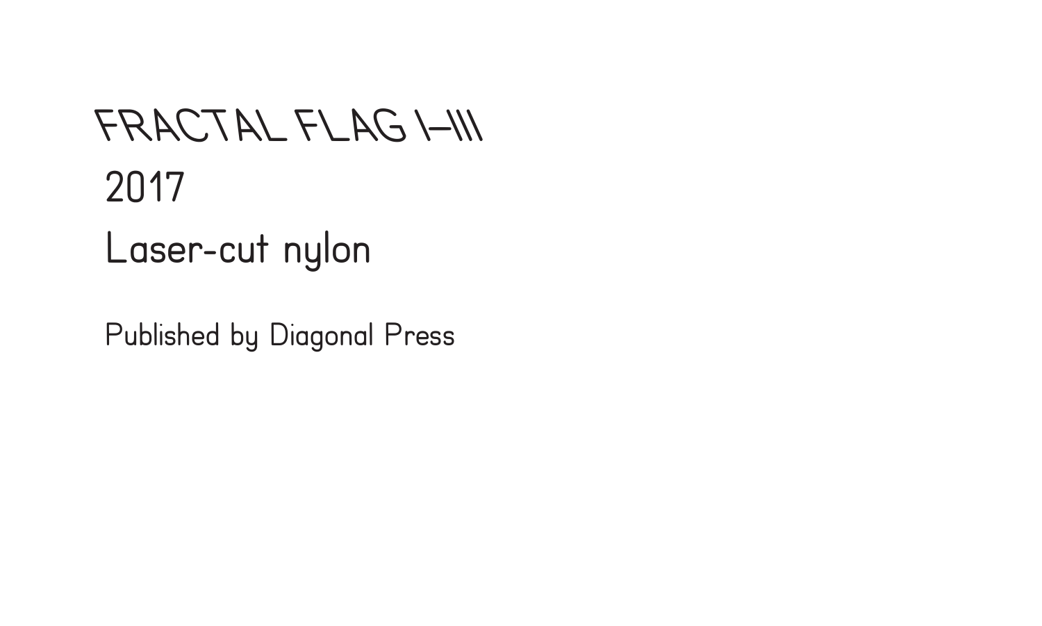# FRACTAL FLAG I–III

2017

Laser-cut nylon

Published by Diagonal Press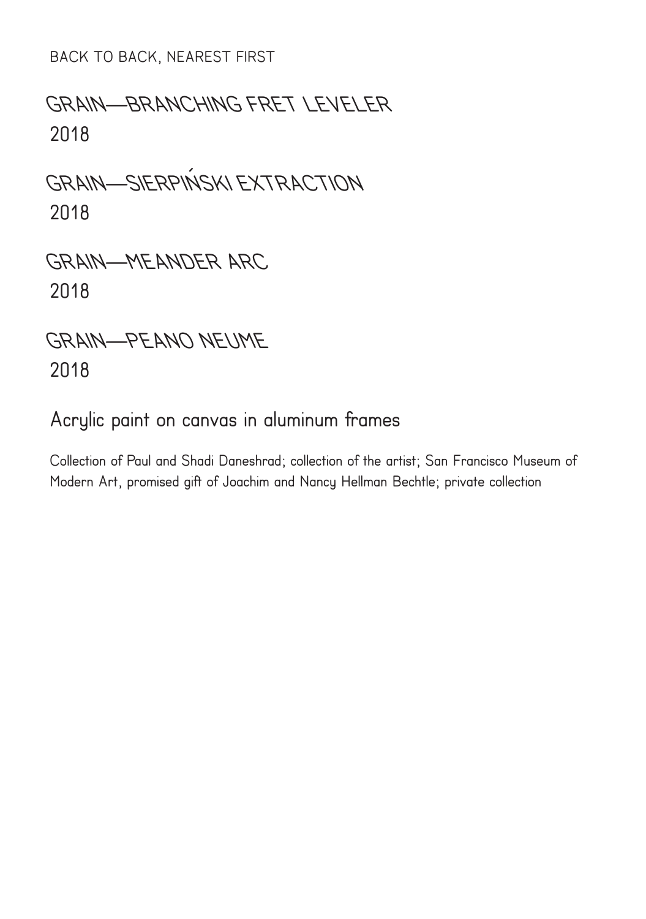BACK TO BACK, NEAREST FIRST

## GRAIN—BRANCHING FRET LEVELER
2018

## GRAIN—SIERPIŃSKI EXTRACTION
2018

## GRAIN—MEANDER ARC
2018

## GRAIN—PEANO NEUME
2018

Acrylic paint on canvas in aluminum frames

Collection of Paul and Shadi Daneshrad; collection of the artist; San Francisco Museum of Modern Art, promised gift of Joachim and Nancy Hellman Bechtle; private collection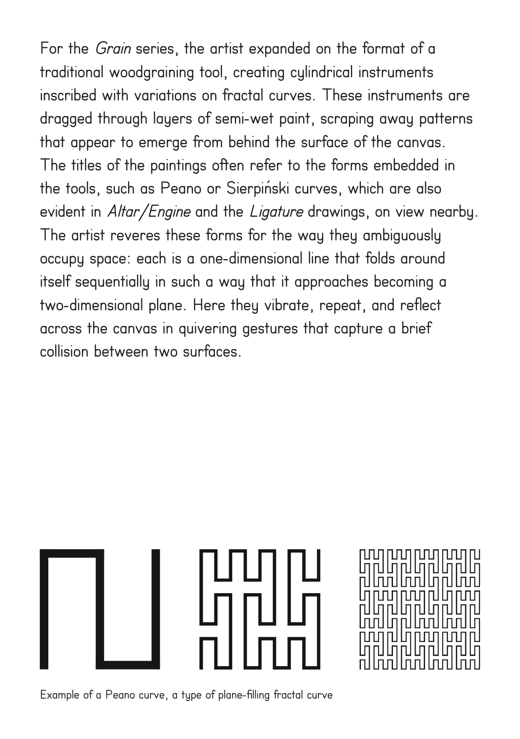For the *Grain* series, the artist expanded on the format of a traditional woodgraining tool, creating cylindrical instruments inscribed with variations on fractal curves. These instruments are dragged through layers of semi-wet paint, scraping away patterns that appear to emerge from behind the surface of the canvas. The titles of the paintings often refer to the forms embedded in the tools, such as Peano or Sierpiński curves, which are also evident in *Altar/Engine* and the *Ligature* drawings, on view nearby. The artist reveres these forms for the way they ambiguously occupy space: each is a one-dimensional line that folds around itself sequentially in such a way that it approaches becoming a two-dimensional plane. Here they vibrate, repeat, and reflect across the canvas in quivering gestures that capture a brief collision between two surfaces.

Example of a Peano curve, a type of plane-filling fractal curve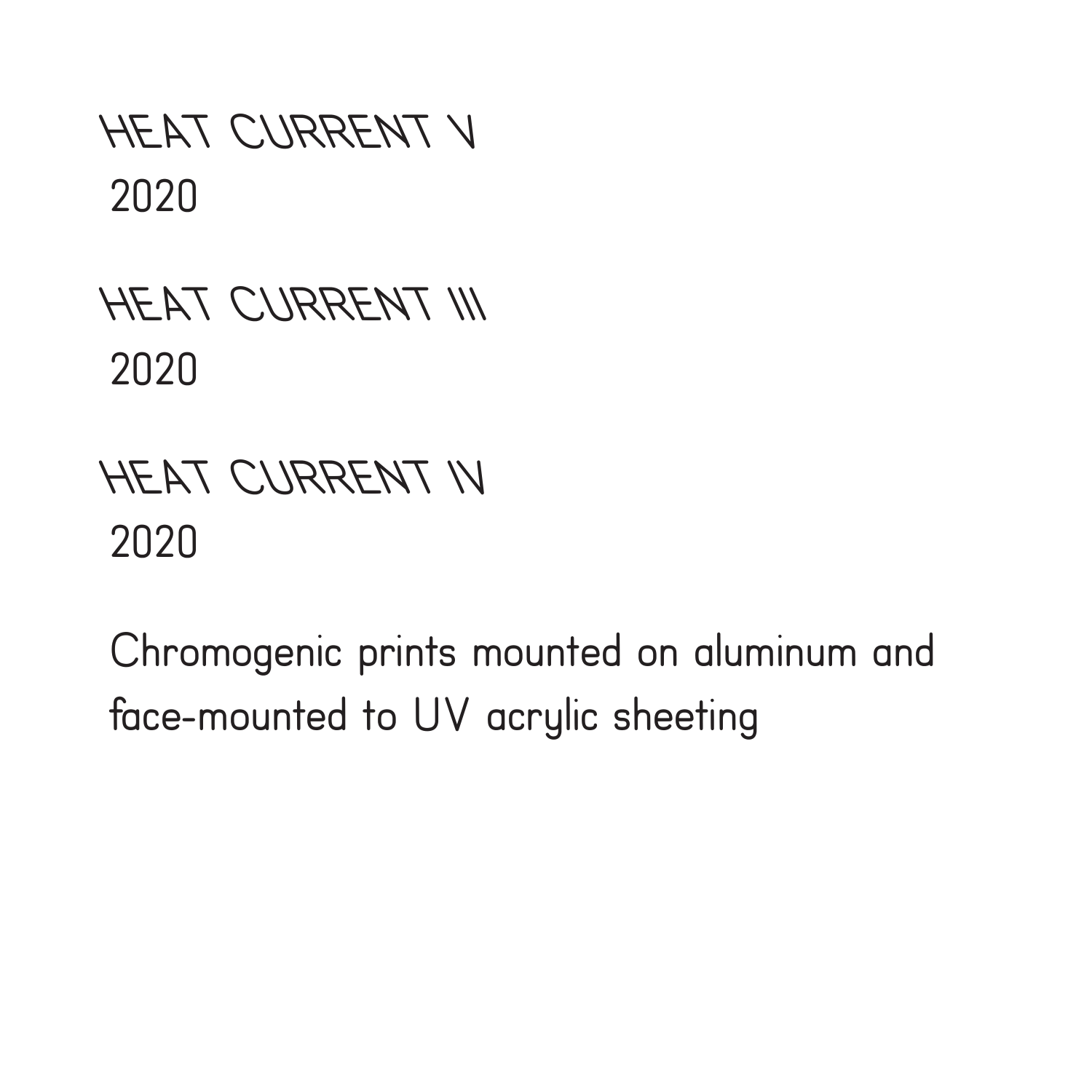HEAT CURRENT V
2020

HEAT CURRENT III
2020

HEAT CURRENT IV
2020

Chromogenic prints mounted on aluminum and face-mounted to UV acrylic sheeting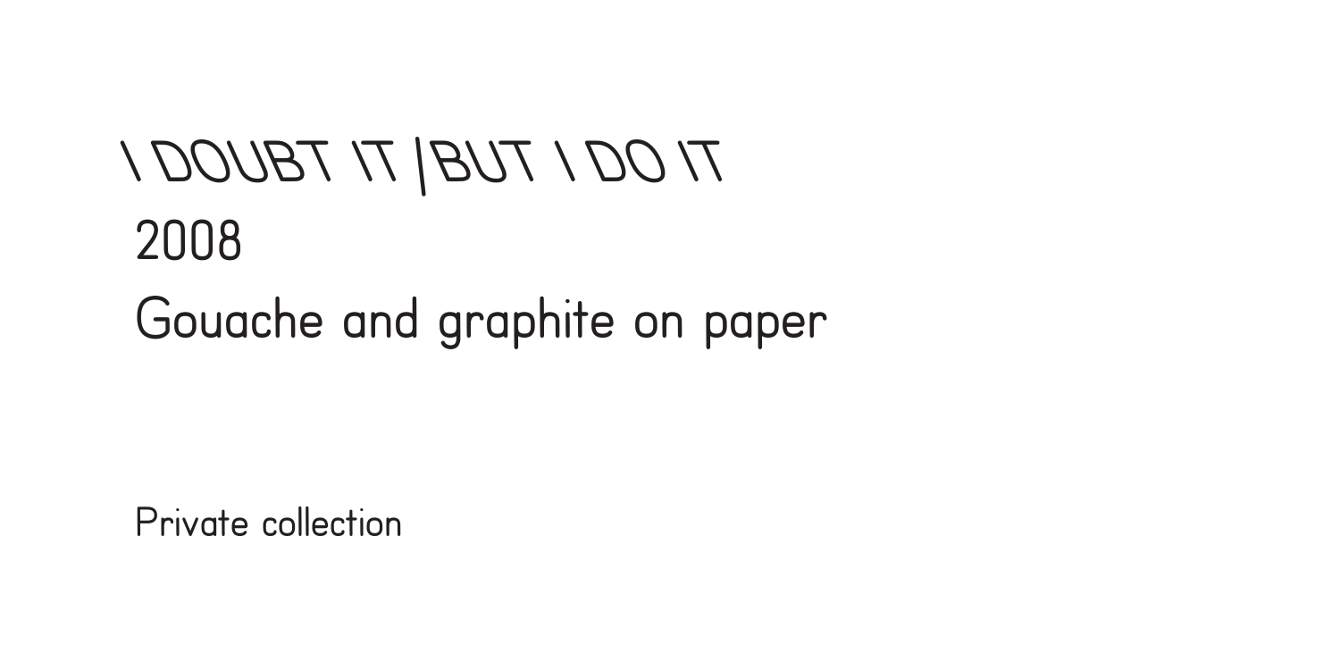I DOUBT IT |BUT I DO IT

2008

Gouache and graphite on paper

Private collection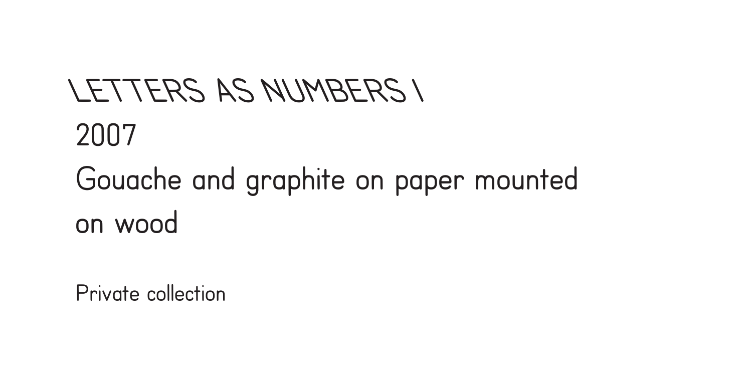LETTERS AS NUMBERS I

2007

Gouache and graphite on paper mounted on wood

Private collection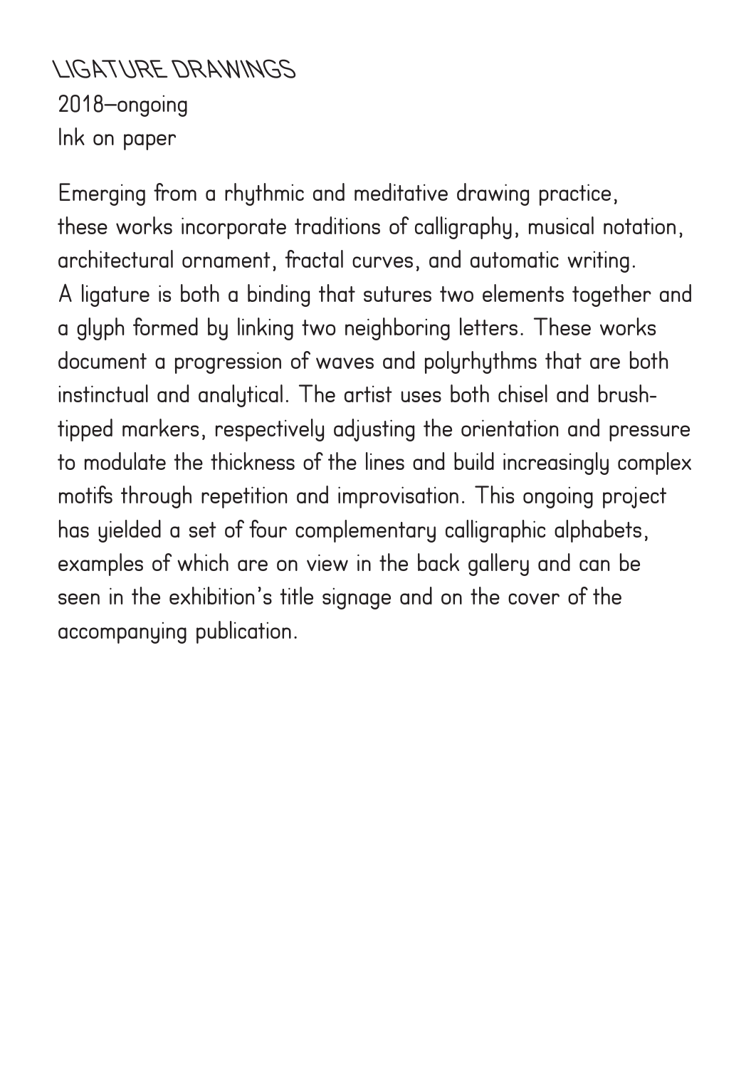# LIGATURE DRAWINGS

2018–ongoing
Ink on paper

Emerging from a rhythmic and meditative drawing practice, these works incorporate traditions of calligraphy, musical notation, architectural ornament, fractal curves, and automatic writing. A ligature is both a binding that sutures two elements together and a glyph formed by linking two neighboring letters. These works document a progression of waves and polyrhythms that are both instinctual and analytical. The artist uses both chisel and brush-tipped markers, respectively adjusting the orientation and pressure to modulate the thickness of the lines and build increasingly complex motifs through repetition and improvisation. This ongoing project has yielded a set of four complementary calligraphic alphabets, examples of which are on view in the back gallery and can be seen in the exhibition's title signage and on the cover of the accompanying publication.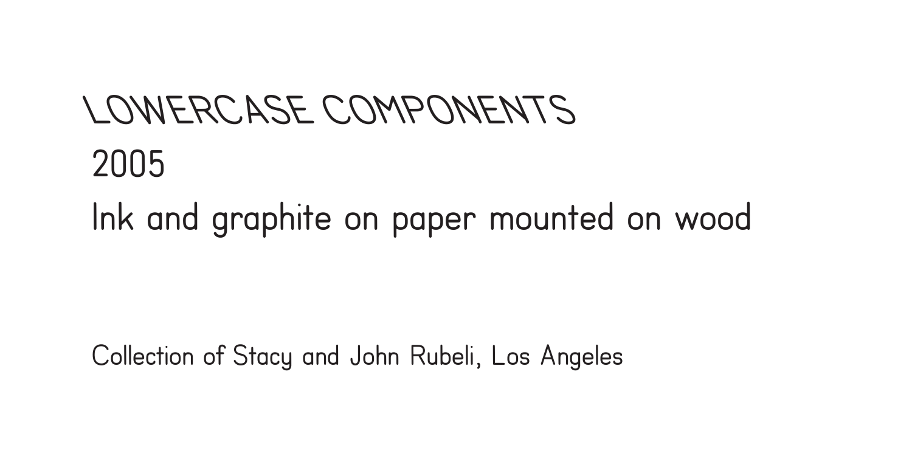LOWERCASE COMPONENTS

2005

Ink and graphite on paper mounted on wood

Collection of Stacy and John Rubeli, Los Angeles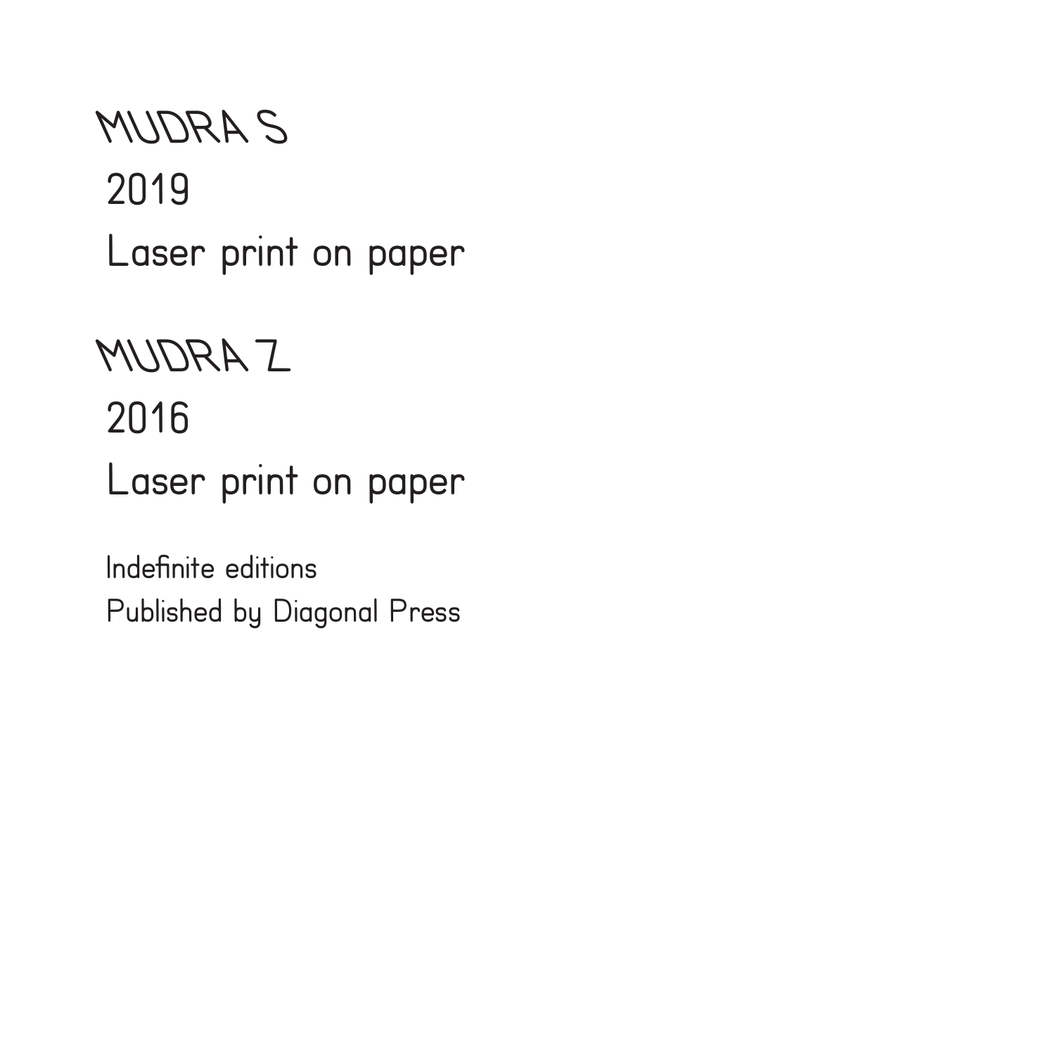MUDRA S

2019

Laser print on paper

MUDRA Z

2016

Laser print on paper

Indefinite editions

Published by Diagonal Press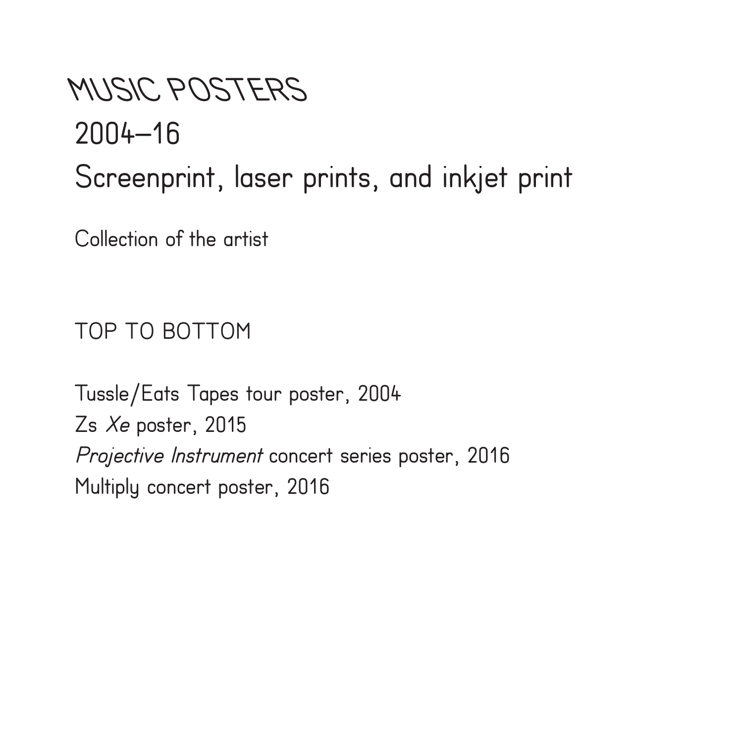# MUSIC POSTERS

2004–16

Screenprint, laser prints, and inkjet print

Collection of the artist

TOP TO BOTTOM

Tussle/Eats Tapes tour poster, 2004
Zs *Xe* poster, 2015
*Projective Instrument* concert series poster, 2016
Multiply concert poster, 2016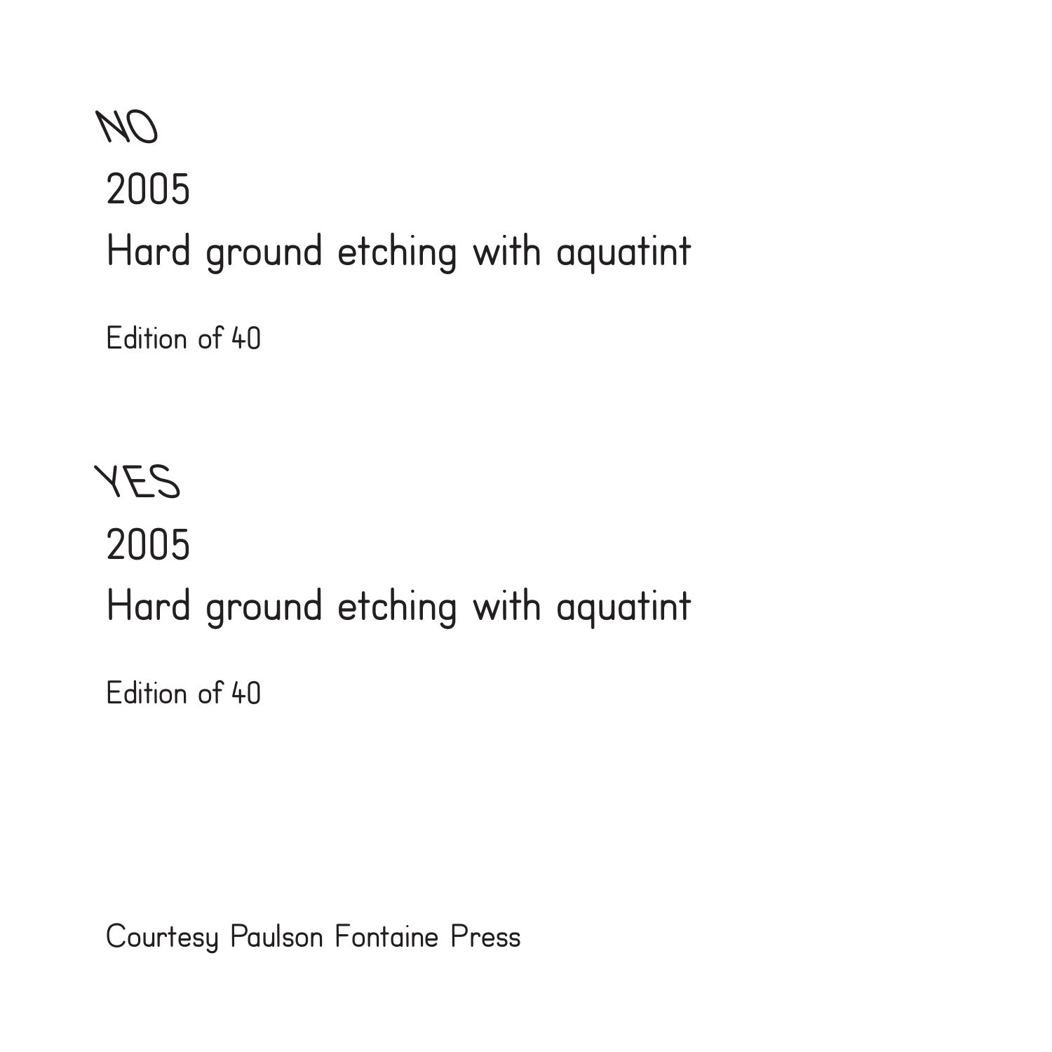NO

2005

Hard ground etching with aquatint

Edition of 40

YES

2005

Hard ground etching with aquatint

Edition of 40

Courtesy Paulson Fontaine Press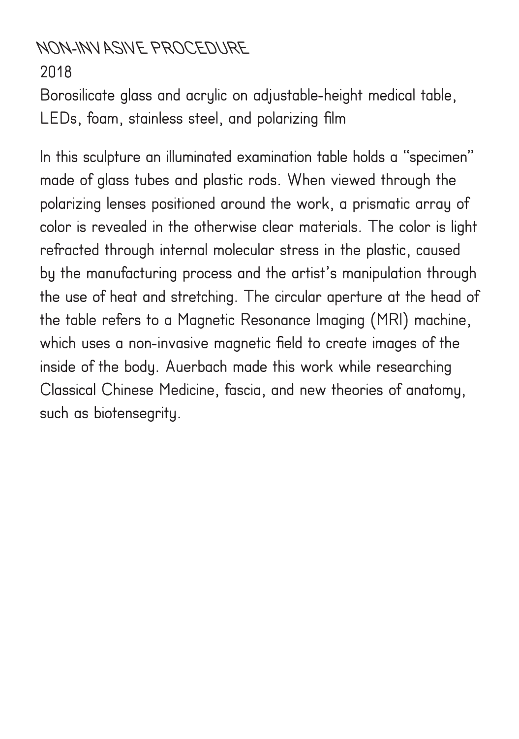# NON-INVASIVE PROCEDURE

2018

Borosilicate glass and acrylic on adjustable-height medical table, LEDs, foam, stainless steel, and polarizing film

In this sculpture an illuminated examination table holds a "specimen" made of glass tubes and plastic rods. When viewed through the polarizing lenses positioned around the work, a prismatic array of color is revealed in the otherwise clear materials. The color is light refracted through internal molecular stress in the plastic, caused by the manufacturing process and the artist's manipulation through the use of heat and stretching. The circular aperture at the head of the table refers to a Magnetic Resonance Imaging (MRI) machine, which uses a non-invasive magnetic field to create images of the inside of the body. Auerbach made this work while researching Classical Chinese Medicine, fascia, and new theories of anatomy, such as biotensegrity.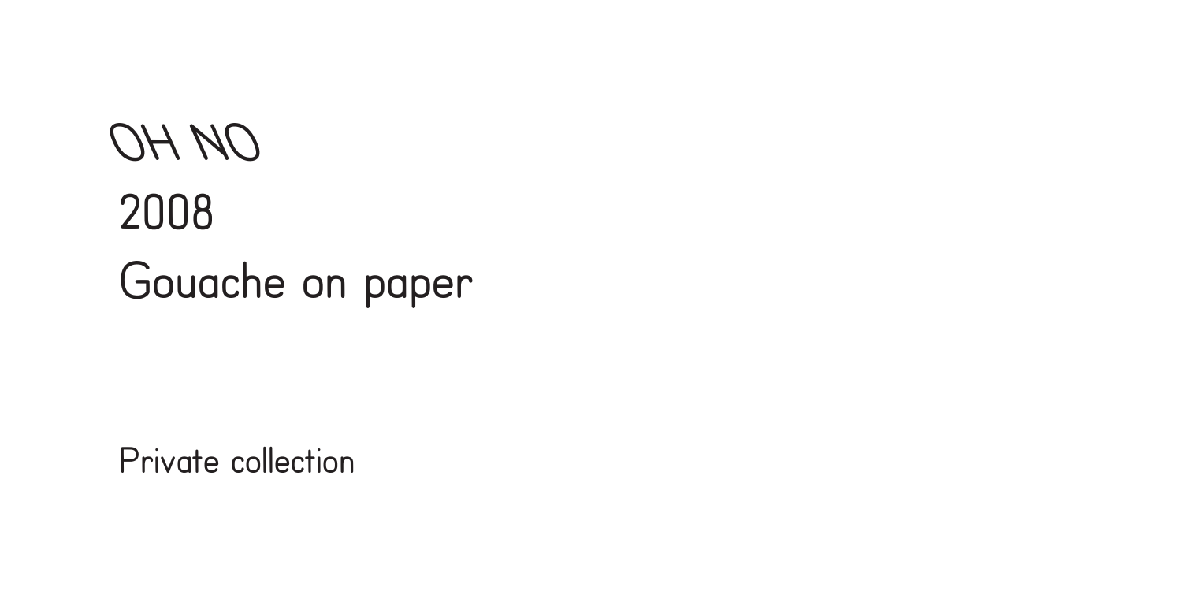OH NO

2008

Gouache on paper

Private collection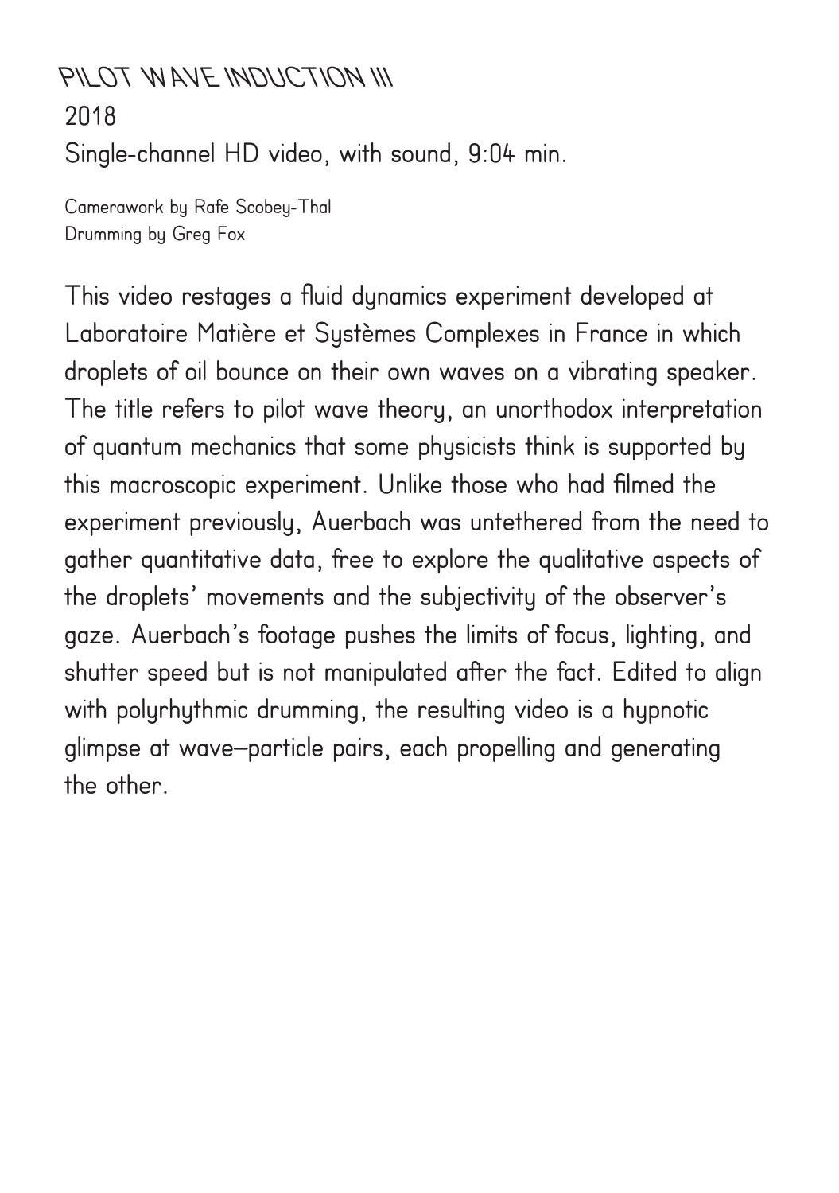# PILOT WAVE INDUCTION III

2018

Single-channel HD video, with sound, 9:04 min.

Camerawork by Rafe Scobey-Thal
Drumming by Greg Fox

This video restages a fluid dynamics experiment developed at Laboratoire Matière et Systèmes Complexes in France in which droplets of oil bounce on their own waves on a vibrating speaker. The title refers to pilot wave theory, an unorthodox interpretation of quantum mechanics that some physicists think is supported by this macroscopic experiment. Unlike those who had filmed the experiment previously, Auerbach was untethered from the need to gather quantitative data, free to explore the qualitative aspects of the droplets' movements and the subjectivity of the observer's gaze. Auerbach's footage pushes the limits of focus, lighting, and shutter speed but is not manipulated after the fact. Edited to align with polyrhythmic drumming, the resulting video is a hypnotic glimpse at wave–particle pairs, each propelling and generating the other.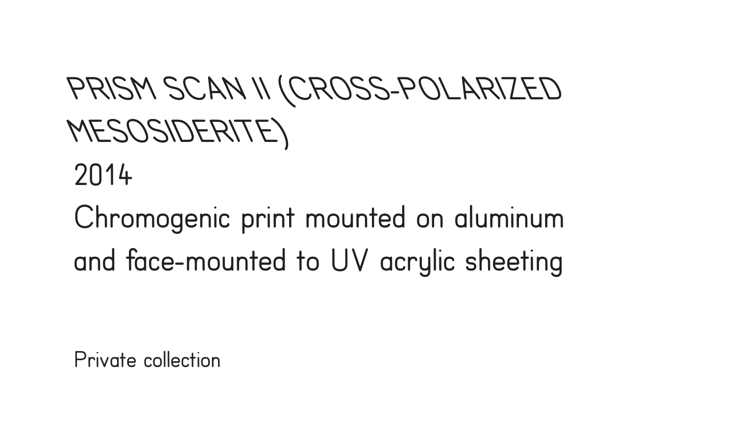# PRISM SCAN II (CROSS-POLARIZED MESOSIDERITE)

2014

Chromogenic print mounted on aluminum and face-mounted to UV acrylic sheeting

Private collection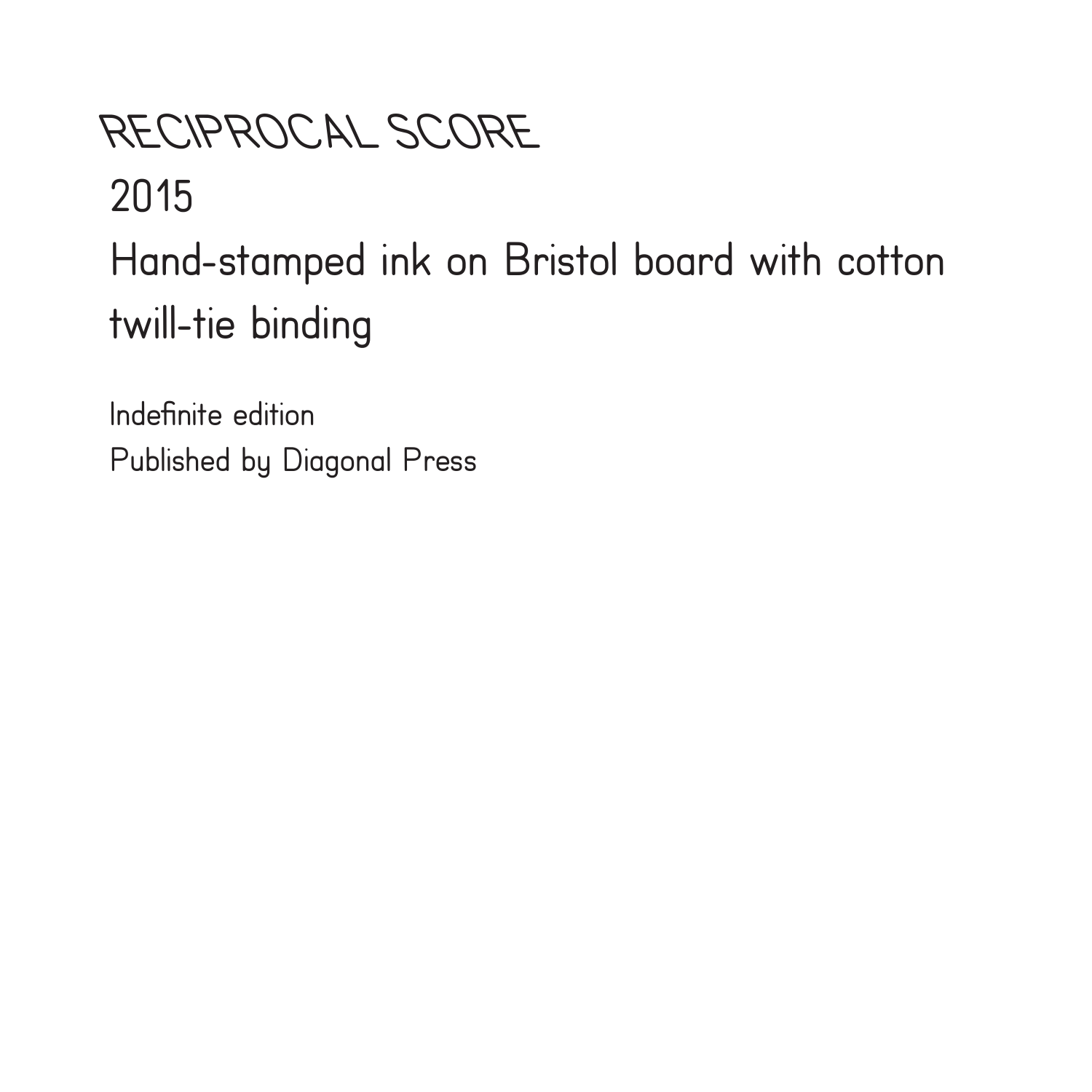# RECIPROCAL SCORE

2015

Hand-stamped ink on Bristol board with cotton twill-tie binding

Indefinite edition

Published by Diagonal Press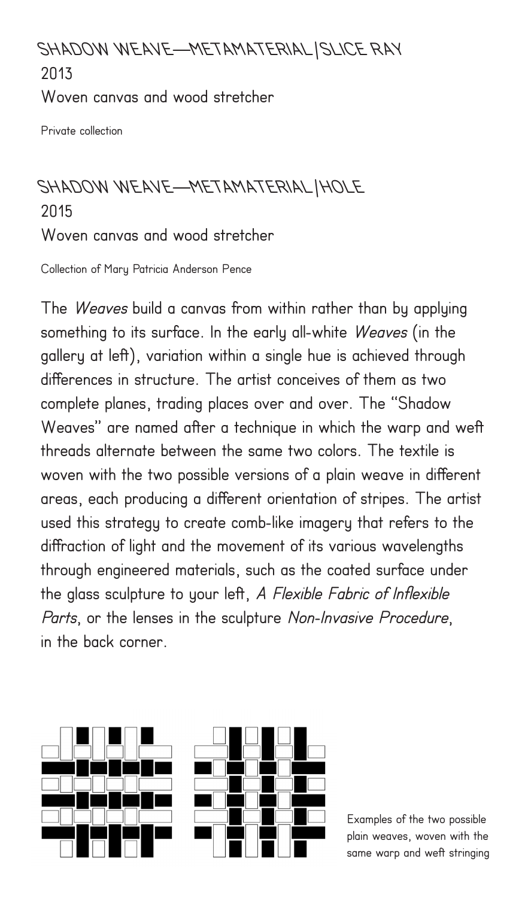## SHADOW WEAVE—METAMATERIAL|SLICE RAY

2013

Woven canvas and wood stretcher

Private collection

## SHADOW WEAVE—METAMATERIAL|HOLE

2015

Woven canvas and wood stretcher

Collection of Mary Patricia Anderson Pence

The *Weaves* build a canvas from within rather than by applying something to its surface. In the early all-white *Weaves* (in the gallery at left), variation within a single hue is achieved through differences in structure. The artist conceives of them as two complete planes, trading places over and over. The "Shadow Weaves" are named after a technique in which the warp and weft threads alternate between the same two colors. The textile is woven with the two possible versions of a plain weave in different areas, each producing a different orientation of stripes. The artist used this strategy to create comb-like imagery that refers to the diffraction of light and the movement of its various wavelengths through engineered materials, such as the coated surface under the glass sculpture to your left, *A Flexible Fabric of Inflexible Parts*, or the lenses in the sculpture *Non-Invasive Procedure*, in the back corner.

Examples of the two possible plain weaves, woven with the same warp and weft stringing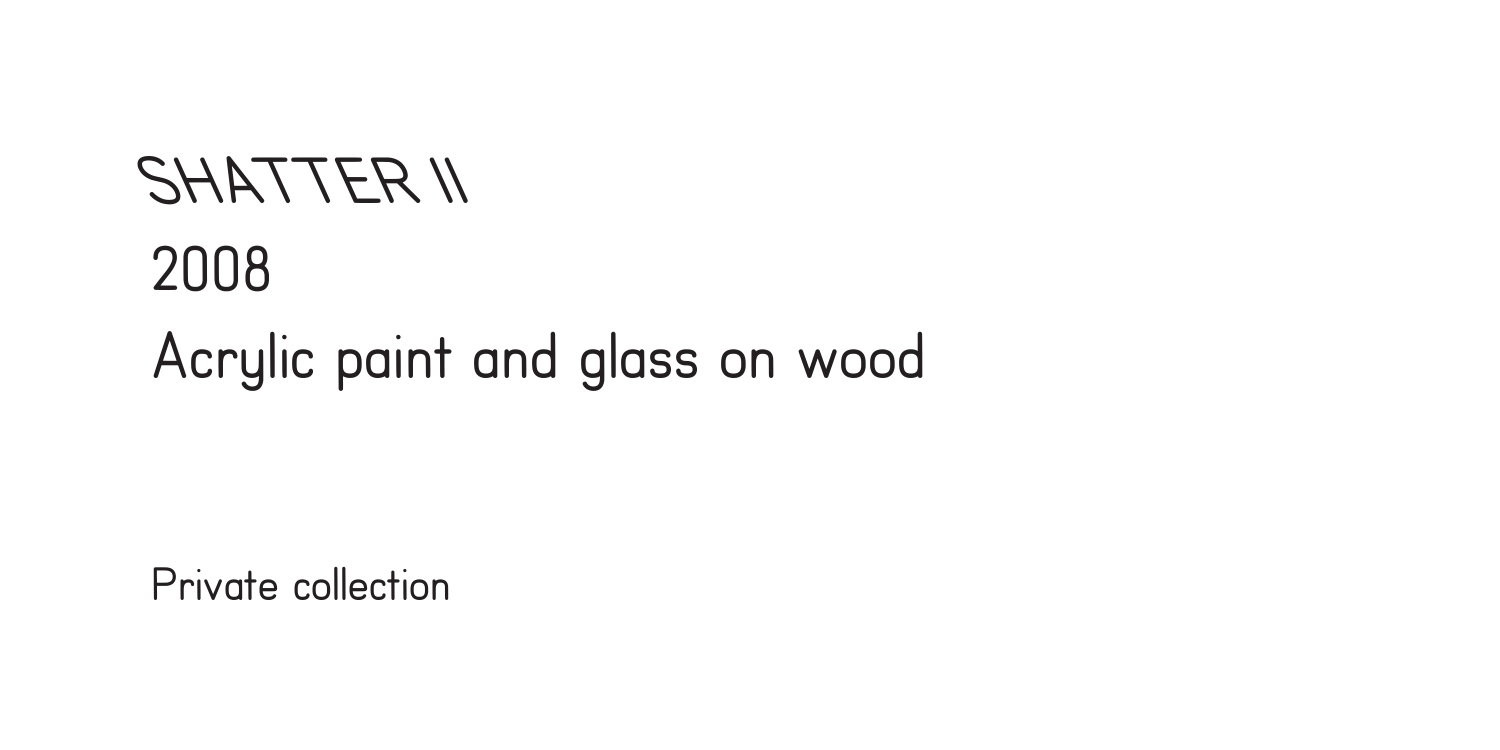# SHATTER II

2008

Acrylic paint and glass on wood

Private collection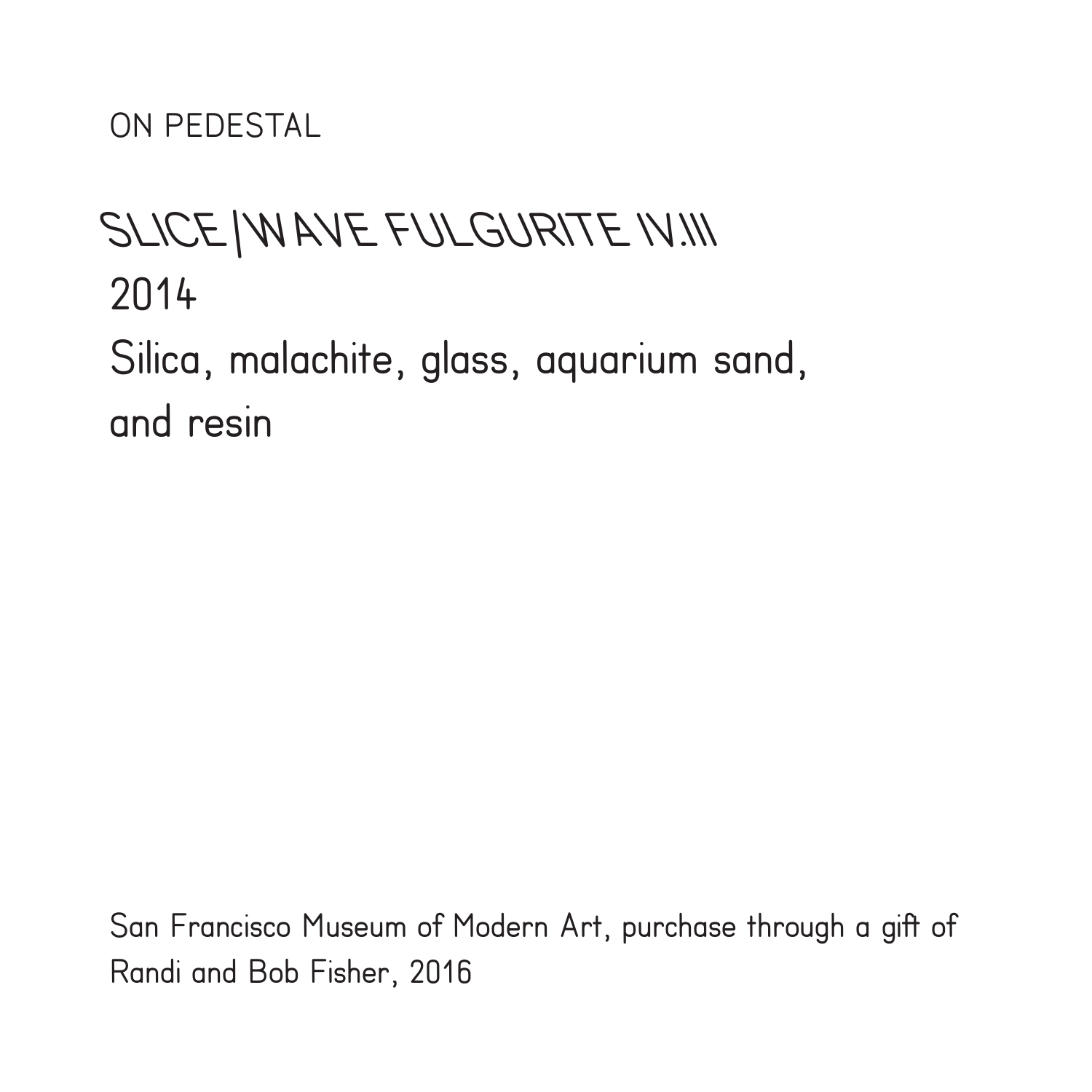ON PEDESTAL

## SLICE|WAVE FULGURITE IV.III

2014

Silica, malachite, glass, aquarium sand, and resin

San Francisco Museum of Modern Art, purchase through a gift of Randi and Bob Fisher, 2016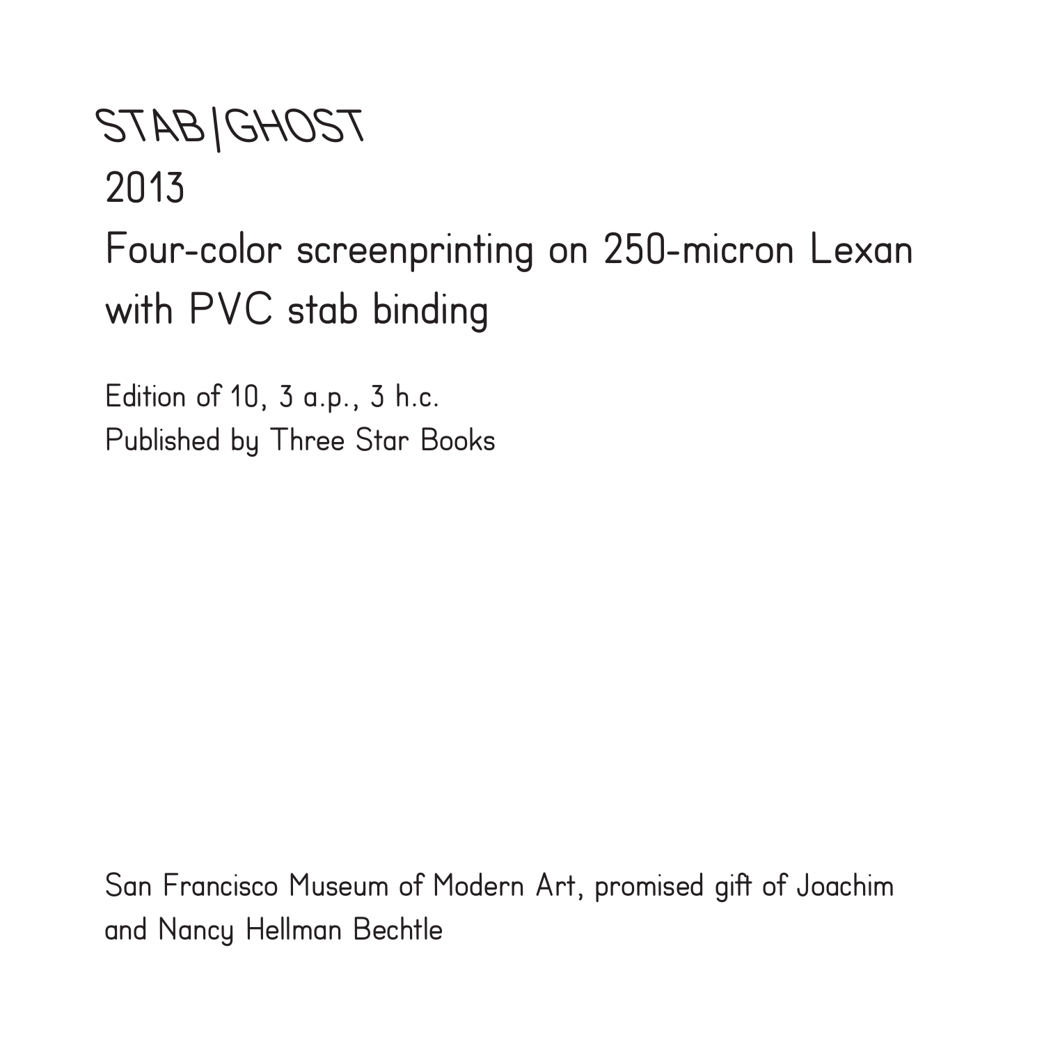# STAB|GHOST

2013

Four-color screenprinting on 250-micron Lexan with PVC stab binding

Edition of 10, 3 a.p., 3 h.c.
Published by Three Star Books

San Francisco Museum of Modern Art, promised gift of Joachim and Nancy Hellman Bechtle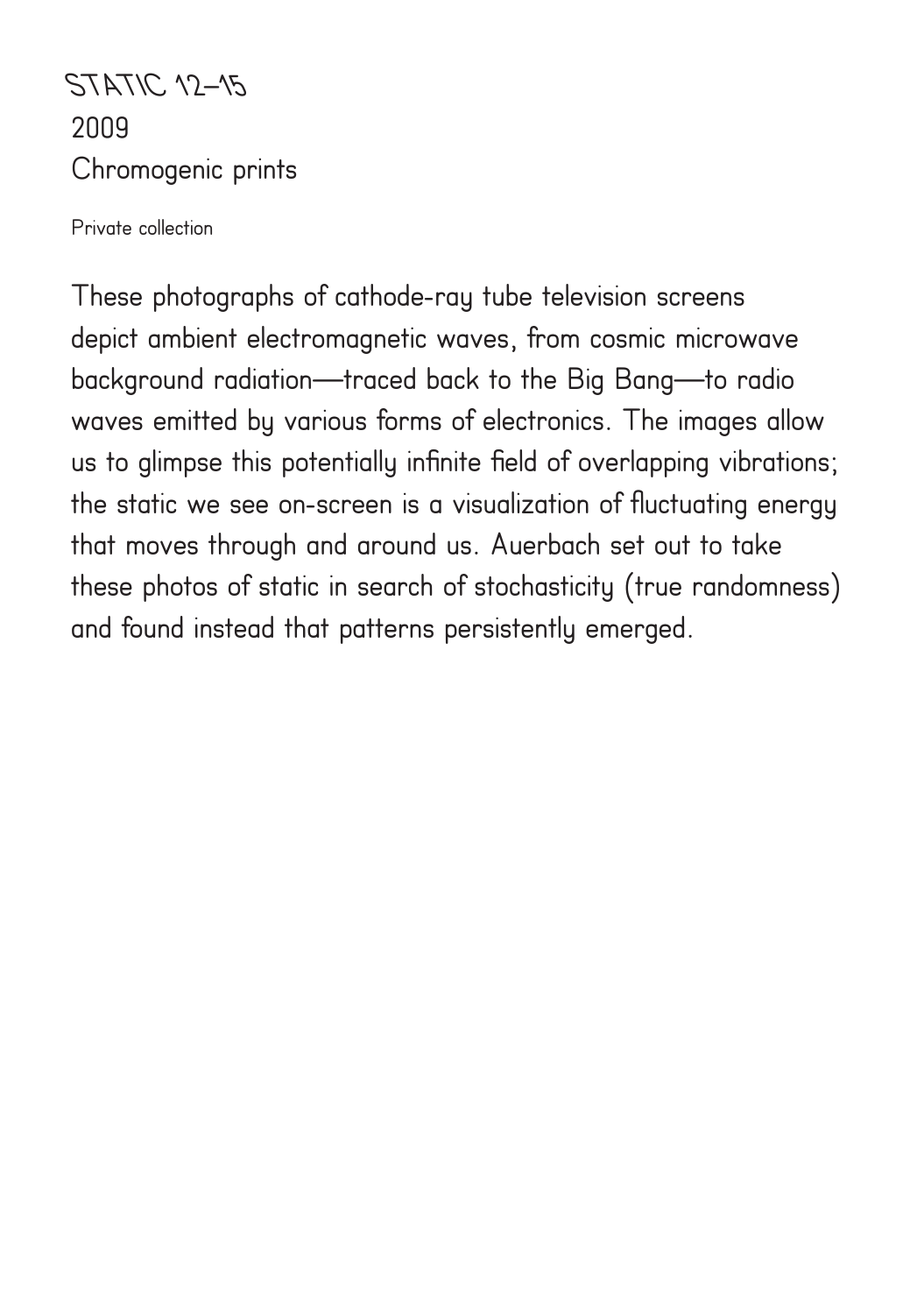# STATIC 12–15

2009

Chromogenic prints

Private collection

These photographs of cathode-ray tube television screens depict ambient electromagnetic waves, from cosmic microwave background radiation—traced back to the Big Bang—to radio waves emitted by various forms of electronics. The images allow us to glimpse this potentially infinite field of overlapping vibrations; the static we see on-screen is a visualization of fluctuating energy that moves through and around us. Auerbach set out to take these photos of static in search of stochasticity (true randomness) and found instead that patterns persistently emerged.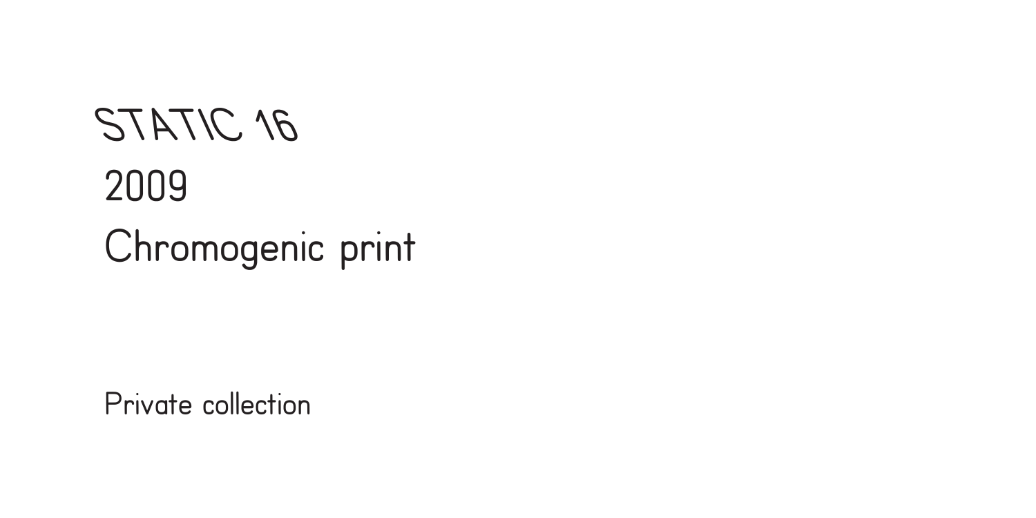# STATIC 16

2009

Chromogenic print

Private collection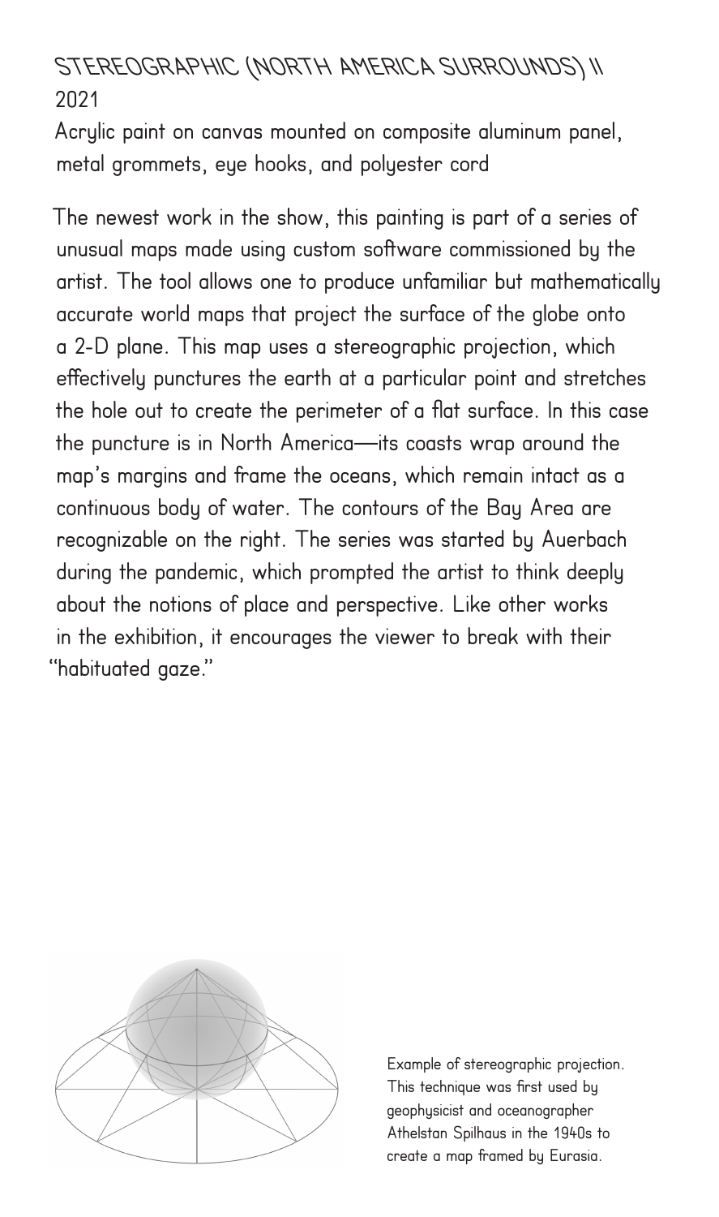## STEREOGRAPHIC (NORTH AMERICA SURROUNDS) II

2021

Acrylic paint on canvas mounted on composite aluminum panel, metal grommets, eye hooks, and polyester cord

The newest work in the show, this painting is part of a series of unusual maps made using custom software commissioned by the artist. The tool allows one to produce unfamiliar but mathematically accurate world maps that project the surface of the globe onto a 2-D plane. This map uses a stereographic projection, which effectively punctures the earth at a particular point and stretches the hole out to create the perimeter of a flat surface. In this case the puncture is in North America—its coasts wrap around the map's margins and frame the oceans, which remain intact as a continuous body of water. The contours of the Bay Area are recognizable on the right. The series was started by Auerbach during the pandemic, which prompted the artist to think deeply about the notions of place and perspective. Like other works in the exhibition, it encourages the viewer to break with their "habituated gaze."

Example of stereographic projection. This technique was first used by geophysicist and oceanographer Athelstan Spilhaus in the 1940s to create a map framed by Eurasia.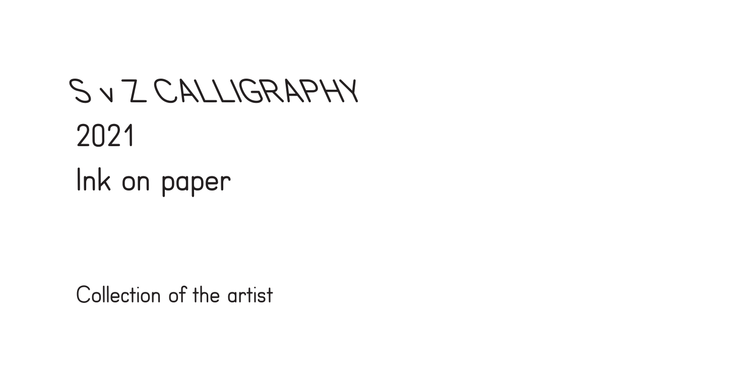S v Z CALLIGRAPHY

2021

Ink on paper

Collection of the artist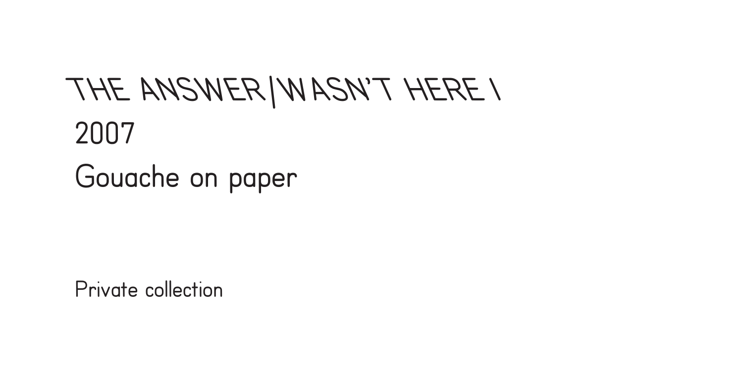THE ANSWER|WASN'T HERE I
2007
Gouache on paper

Private collection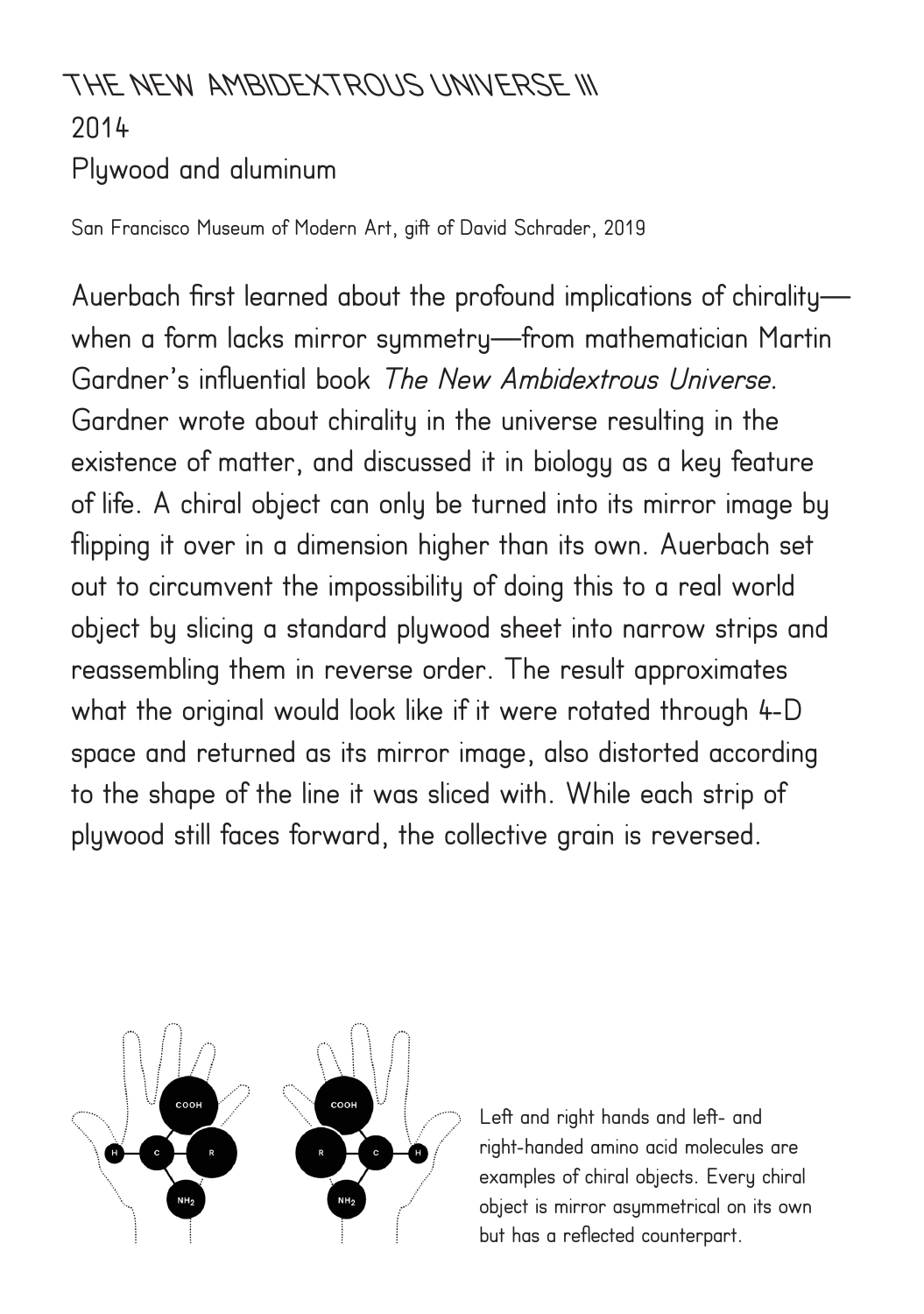# THE NEW AMBIDEXTROUS UNIVERSE III

2014

Plywood and aluminum

San Francisco Museum of Modern Art, gift of David Schrader, 2019

Auerbach first learned about the profound implications of chirality—when a form lacks mirror symmetry—from mathematician Martin Gardner's influential book *The New Ambidextrous Universe*. Gardner wrote about chirality in the universe resulting in the existence of matter, and discussed it in biology as a key feature of life. A chiral object can only be turned into its mirror image by flipping it over in a dimension higher than its own. Auerbach set out to circumvent the impossibility of doing this to a real world object by slicing a standard plywood sheet into narrow strips and reassembling them in reverse order. The result approximates what the original would look like if it were rotated through 4-D space and returned as its mirror image, also distorted according to the shape of the line it was sliced with. While each strip of plywood still faces forward, the collective grain is reversed.

Left and right hands and left- and right-handed amino acid molecules are examples of chiral objects. Every chiral object is mirror asymmetrical on its own but has a reflected counterpart.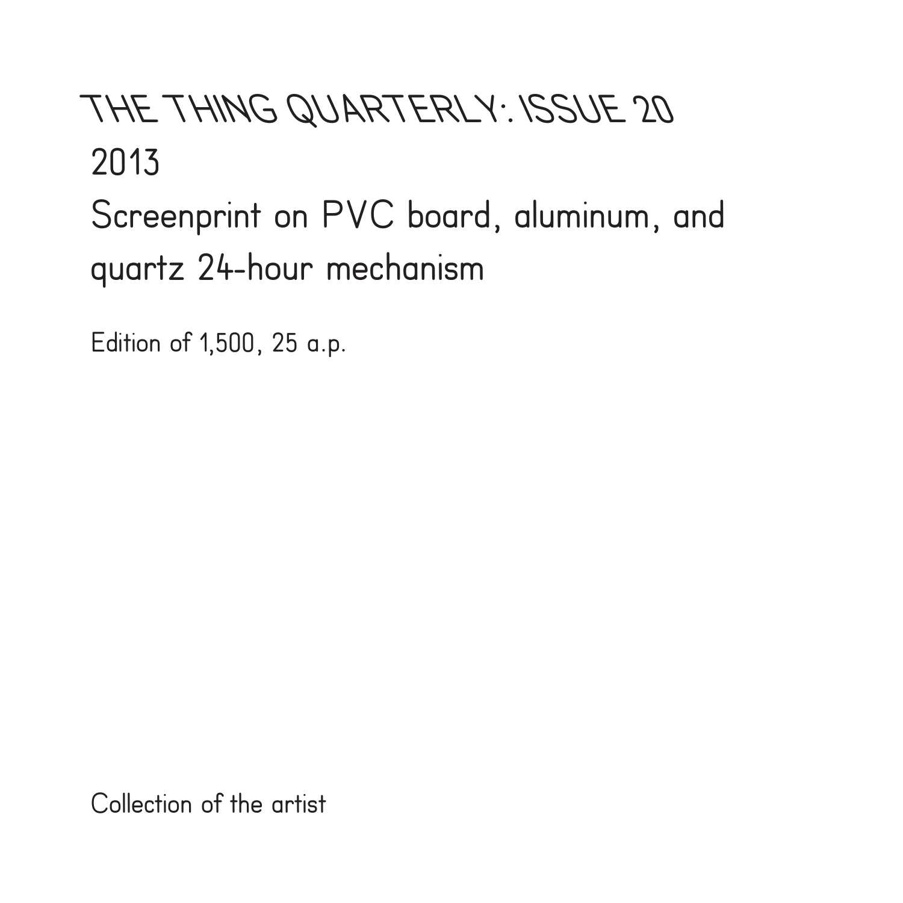# THE THING QUARTERLY: ISSUE 20

2013

Screenprint on PVC board, aluminum, and quartz 24-hour mechanism

Edition of 1,500, 25 a.p.

Collection of the artist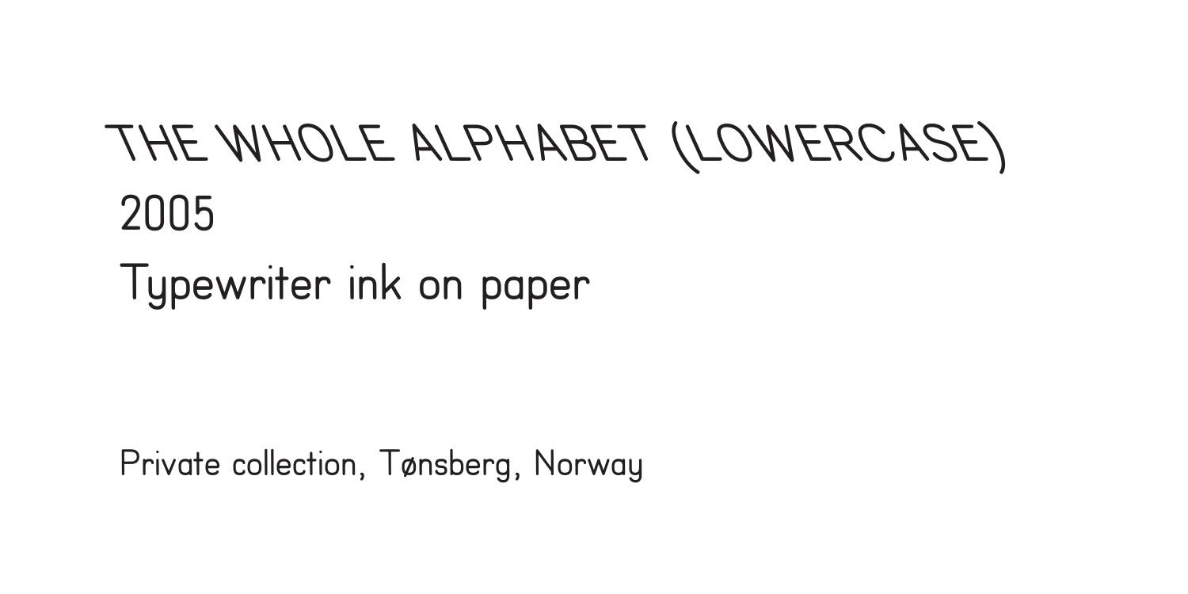# THE WHOLE ALPHABET (LOWERCASE)

2005

Typewriter ink on paper

Private collection, Tønsberg, Norway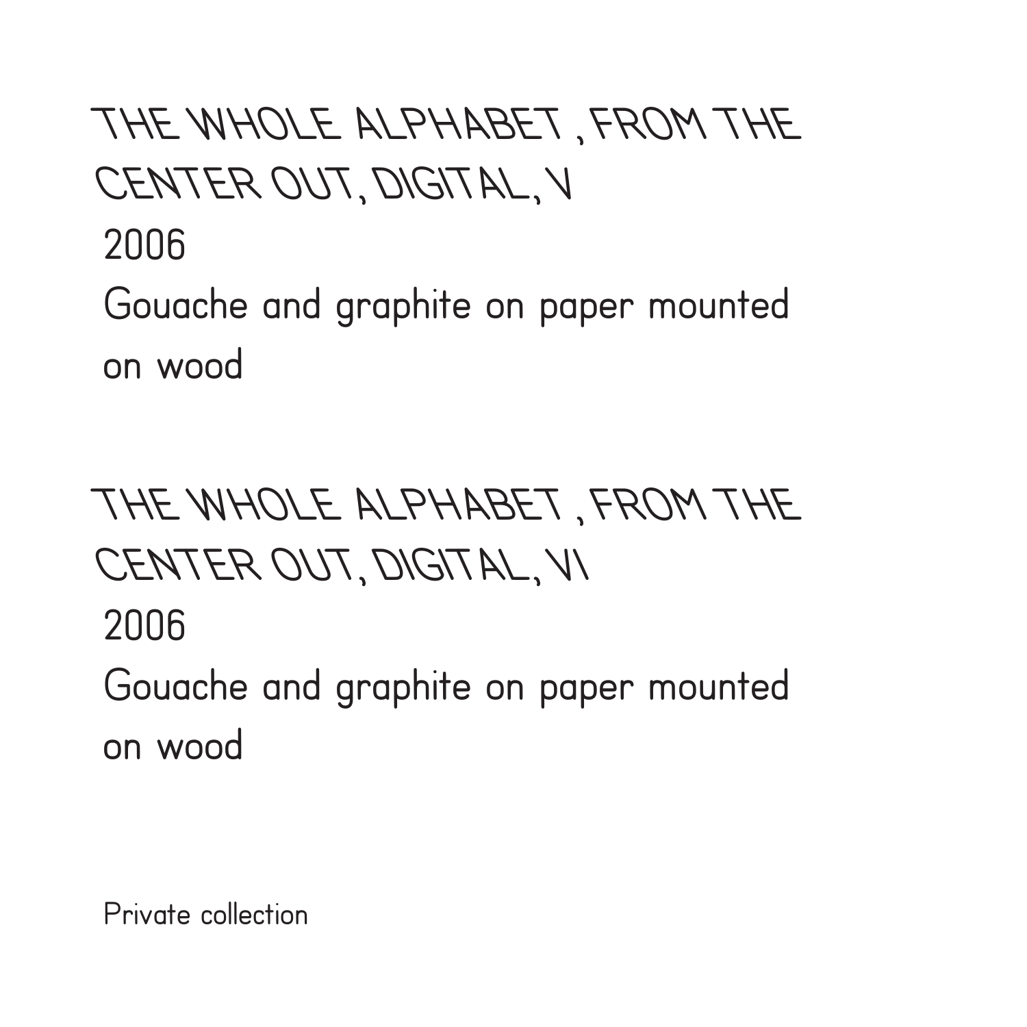THE WHOLE ALPHABET , FROM THE CENTER OUT, DIGITAL, V
2006
Gouache and graphite on paper mounted on wood

THE WHOLE ALPHABET , FROM THE CENTER OUT, DIGITAL, VI
2006
Gouache and graphite on paper mounted on wood

Private collection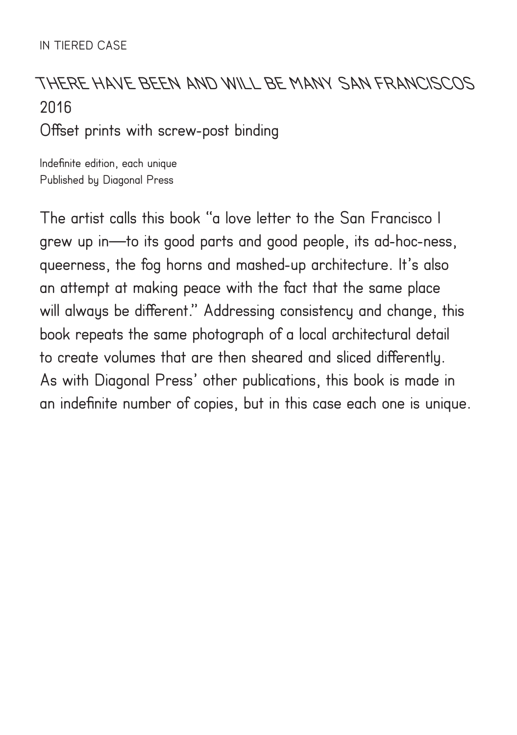IN TIERED CASE

## THERE HAVE BEEN AND WILL BE MANY SAN FRANCISCOS
2016
Offset prints with screw-post binding

Indefinite edition, each unique
Published by Diagonal Press

The artist calls this book "a love letter to the San Francisco I grew up in—to its good parts and good people, its ad-hoc-ness, queerness, the fog horns and mashed-up architecture. It's also an attempt at making peace with the fact that the same place will always be different." Addressing consistency and change, this book repeats the same photograph of a local architectural detail to create volumes that are then sheared and sliced differently. As with Diagonal Press' other publications, this book is made in an indefinite number of copies, but in this case each one is unique.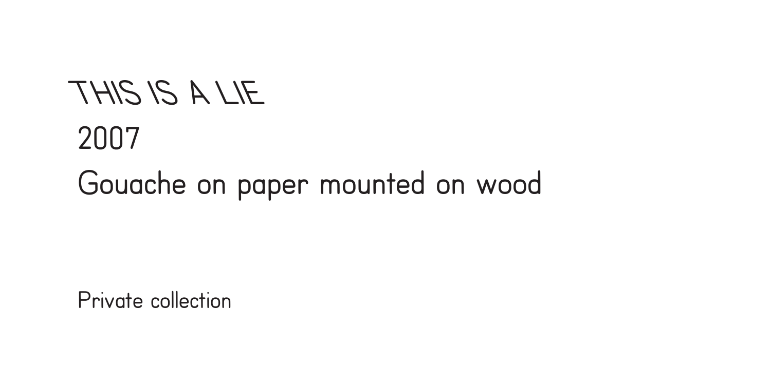THIS IS A LIE

2007

Gouache on paper mounted on wood

Private collection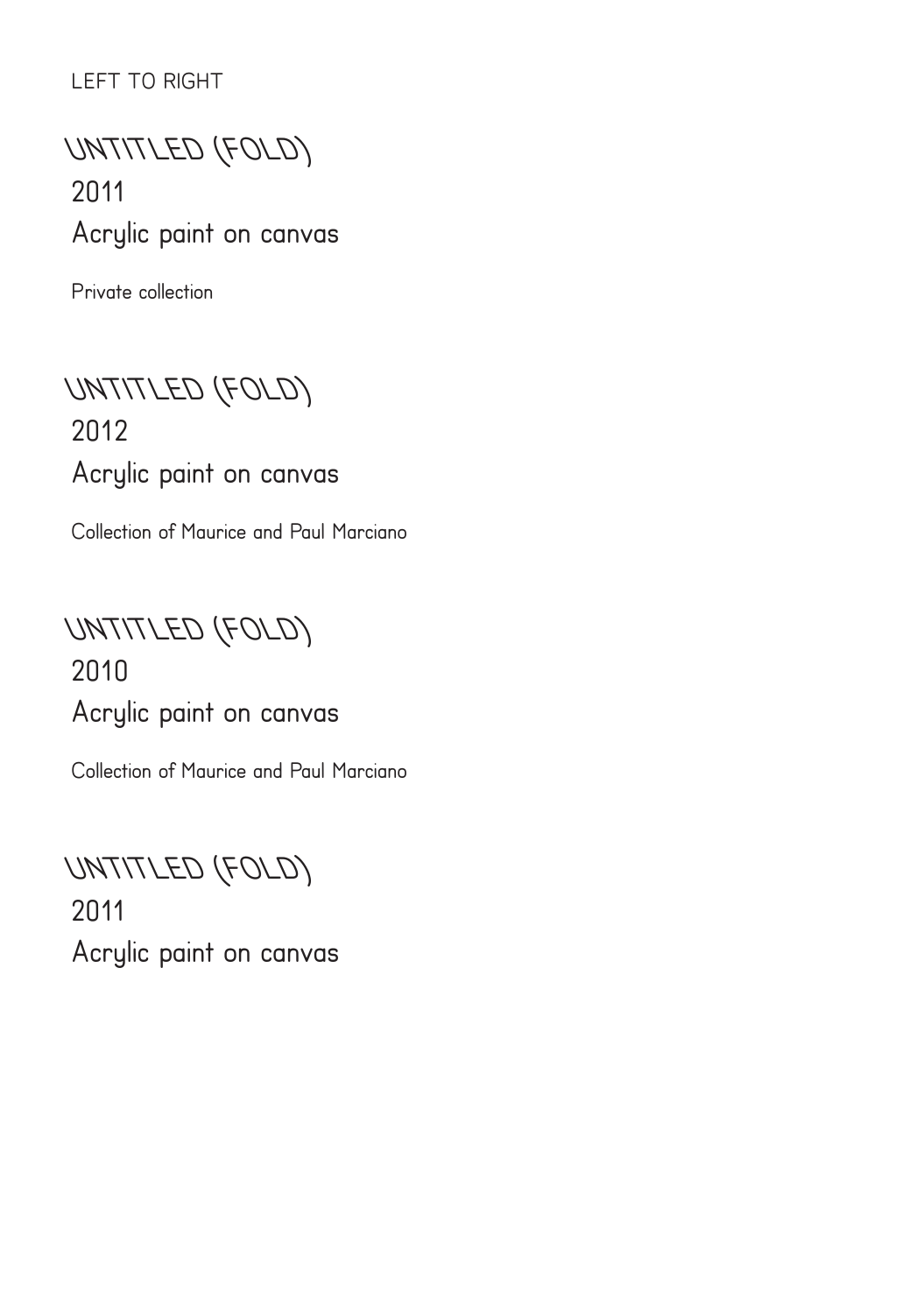LEFT TO RIGHT

## UNTITLED (FOLD)

2011

Acrylic paint on canvas

Private collection

## UNTITLED (FOLD)

2012

Acrylic paint on canvas

Collection of Maurice and Paul Marciano

## UNTITLED (FOLD)

2010

Acrylic paint on canvas

Collection of Maurice and Paul Marciano

## UNTITLED (FOLD)

2011

Acrylic paint on canvas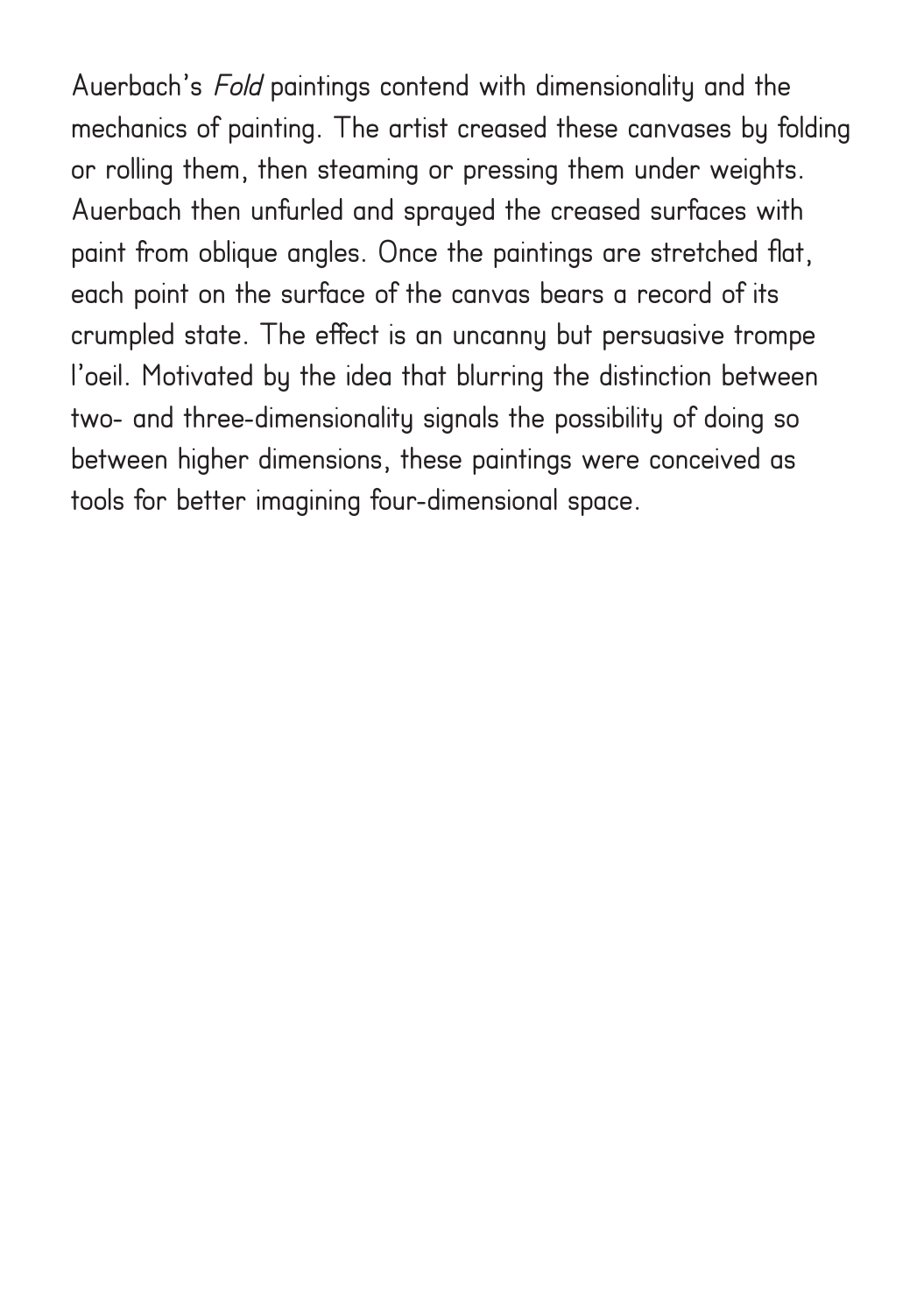Auerbach's *Fold* paintings contend with dimensionality and the mechanics of painting. The artist creased these canvases by folding or rolling them, then steaming or pressing them under weights. Auerbach then unfurled and sprayed the creased surfaces with paint from oblique angles. Once the paintings are stretched flat, each point on the surface of the canvas bears a record of its crumpled state. The effect is an uncanny but persuasive trompe l'oeil. Motivated by the idea that blurring the distinction between two- and three-dimensionality signals the possibility of doing so between higher dimensions, these paintings were conceived as tools for better imagining four-dimensional space.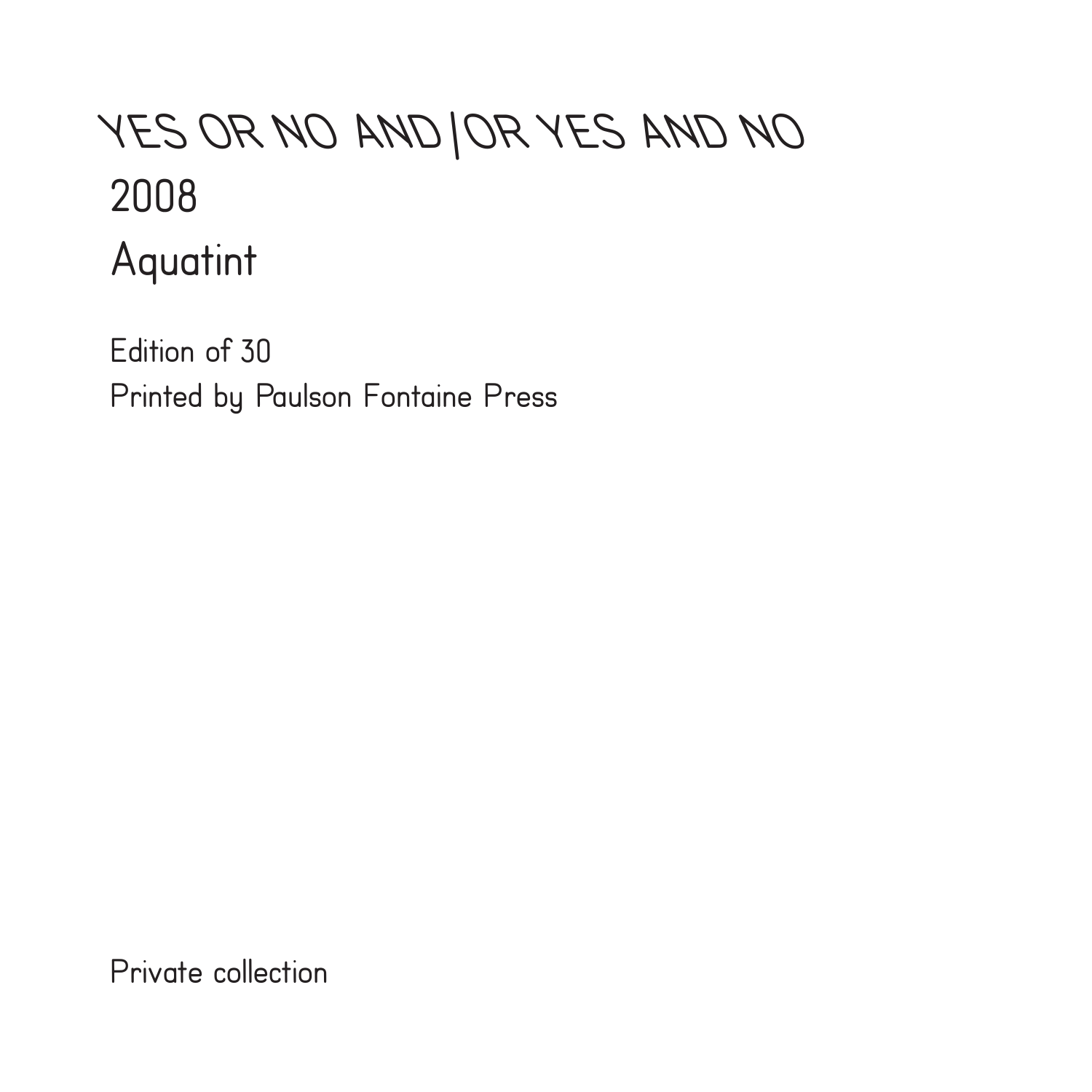YES OR NO AND/OR YES AND NO
2008
Aquatint

Edition of 30
Printed by Paulson Fontaine Press

Private collection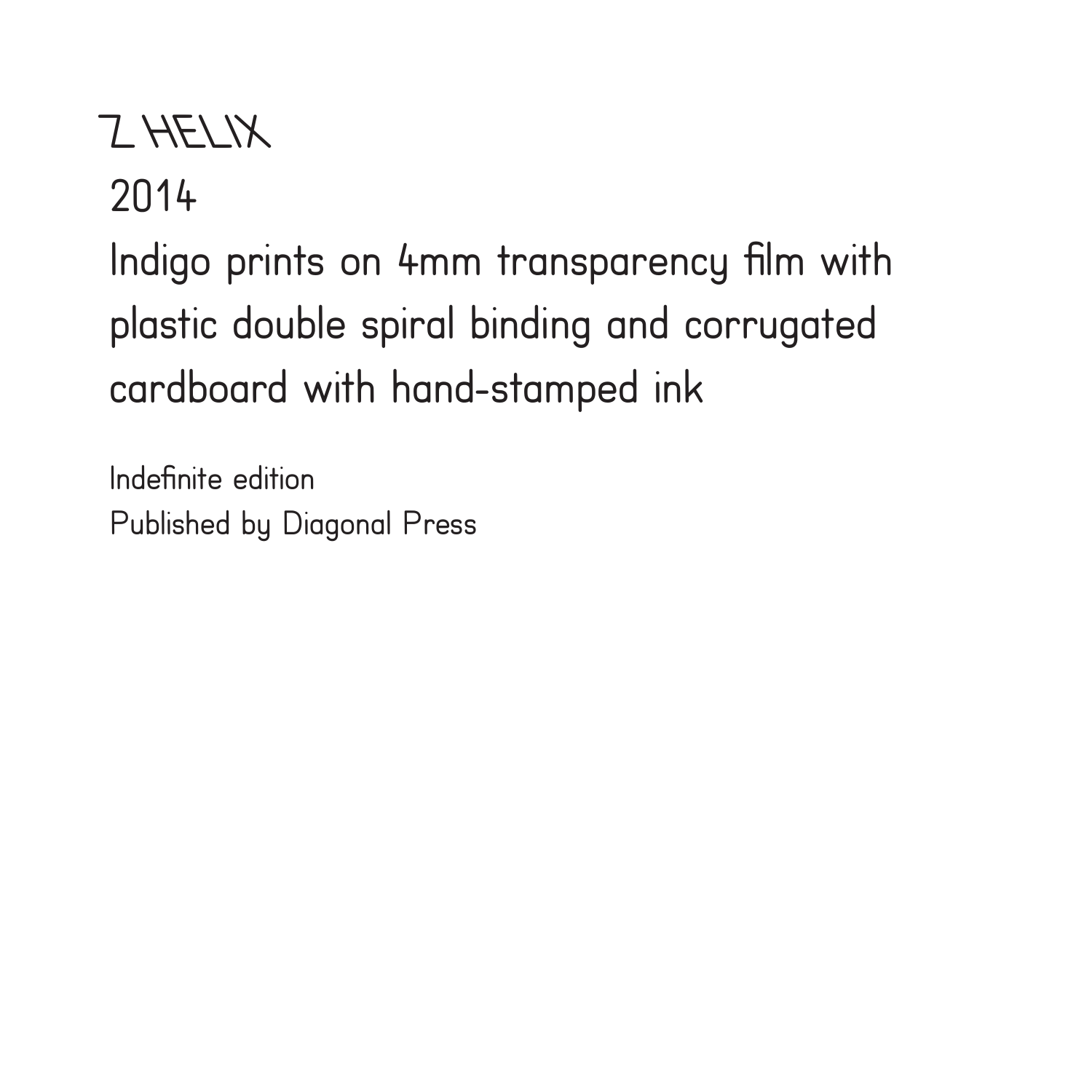# Z HELIX

2014

Indigo prints on 4mm transparency film with plastic double spiral binding and corrugated cardboard with hand-stamped ink

Indefinite edition
Published by Diagonal Press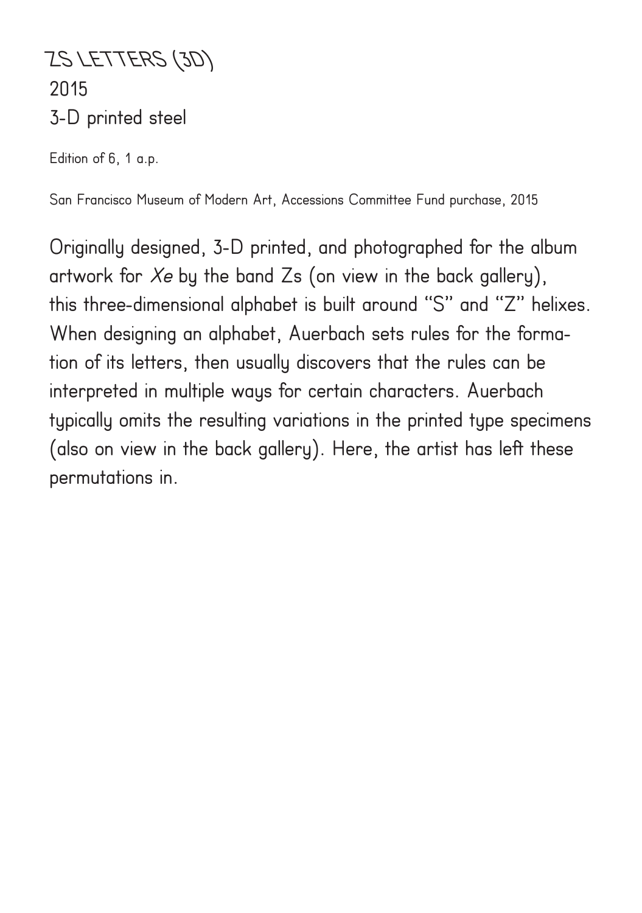# ZS LETTERS (3D)

2015

3-D printed steel

Edition of 6, 1 a.p.

San Francisco Museum of Modern Art, Accessions Committee Fund purchase, 2015

Originally designed, 3-D printed, and photographed for the album artwork for *Xe* by the band Zs (on view in the back gallery), this three-dimensional alphabet is built around "S" and "Z" helixes. When designing an alphabet, Auerbach sets rules for the formation of its letters, then usually discovers that the rules can be interpreted in multiple ways for certain characters. Auerbach typically omits the resulting variations in the printed type specimens (also on view in the back gallery). Here, the artist has left these permutations in.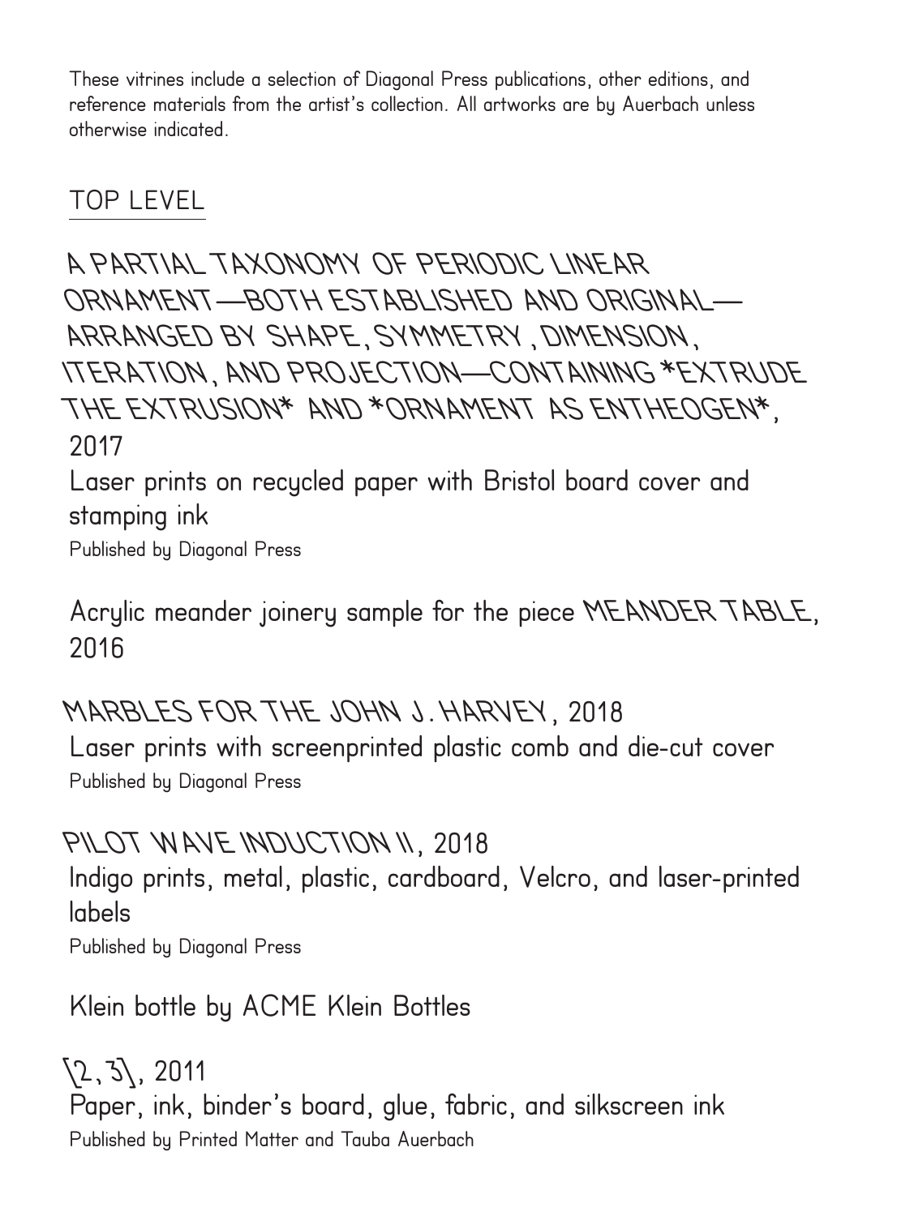These vitrines include a selection of Diagonal Press publications, other editions, and reference materials from the artist's collection. All artworks are by Auerbach unless otherwise indicated.

## TOP LEVEL

A PARTIAL TAXONOMY OF PERIODIC LINEAR ORNAMENT—BOTH ESTABLISHED AND ORIGINAL—ARRANGED BY SHAPE, SYMMETRY, DIMENSION, ITERATION, AND PROJECTION—CONTAINING *EXTRUDE THE EXTRUSION* AND *ORNAMENT AS ENTHEOGEN*, 2017
Laser prints on recycled paper with Bristol board cover and stamping ink
Published by Diagonal Press

Acrylic meander joinery sample for the piece MEANDER TABLE, 2016

MARBLES FOR THE JOHN J. HARVEY, 2018
Laser prints with screenprinted plastic comb and die-cut cover
Published by Diagonal Press

PILOT WAVE INDUCTION II, 2018
Indigo prints, metal, plastic, cardboard, Velcro, and laser-printed labels
Published by Diagonal Press

Klein bottle by ACME Klein Bottles

\2, 3\, 2011
Paper, ink, binder's board, glue, fabric, and silkscreen ink
Published by Printed Matter and Tauba Auerbach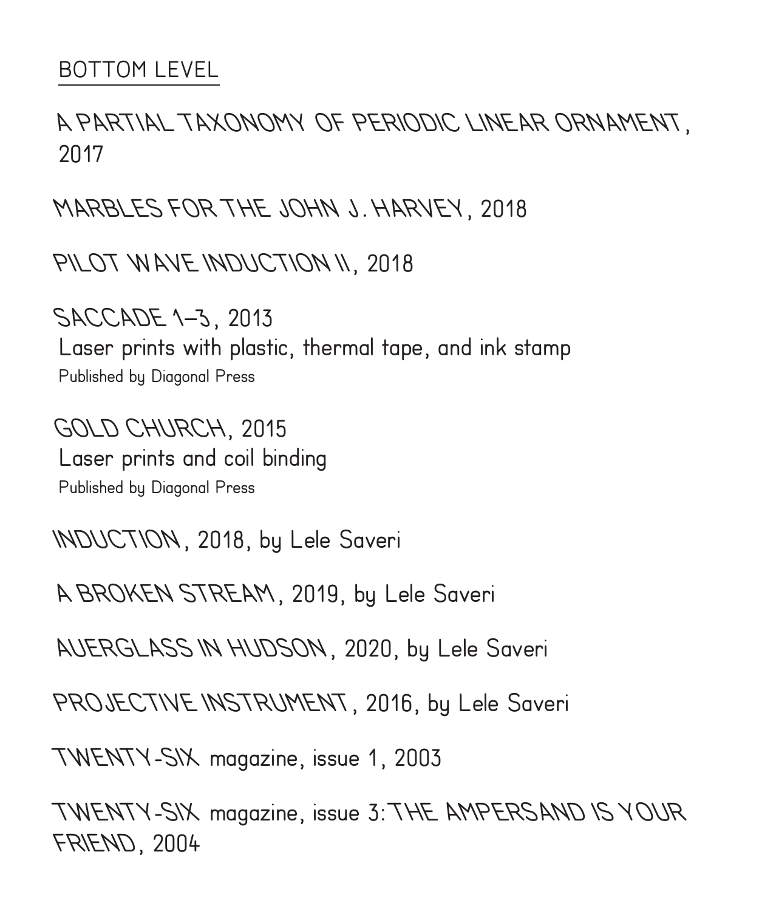## BOTTOM LEVEL

A PARTIAL TAXONOMY OF PERIODIC LINEAR ORNAMENT, 2017

MARBLES FOR THE JOHN J. HARVEY, 2018

PILOT WAVE INDUCTION II, 2018

SACCADE 1–3, 2013
Laser prints with plastic, thermal tape, and ink stamp
Published by Diagonal Press

GOLD CHURCH, 2015
Laser prints and coil binding
Published by Diagonal Press

INDUCTION, 2018, by Lele Saveri

A BROKEN STREAM, 2019, by Lele Saveri

AUERGLASS IN HUDSON, 2020, by Lele Saveri

PROJECTIVE INSTRUMENT, 2016, by Lele Saveri

TWENTY-SIX magazine, issue 1, 2003

TWENTY-SIX magazine, issue 3: THE AMPERSAND IS YOUR FRIEND, 2004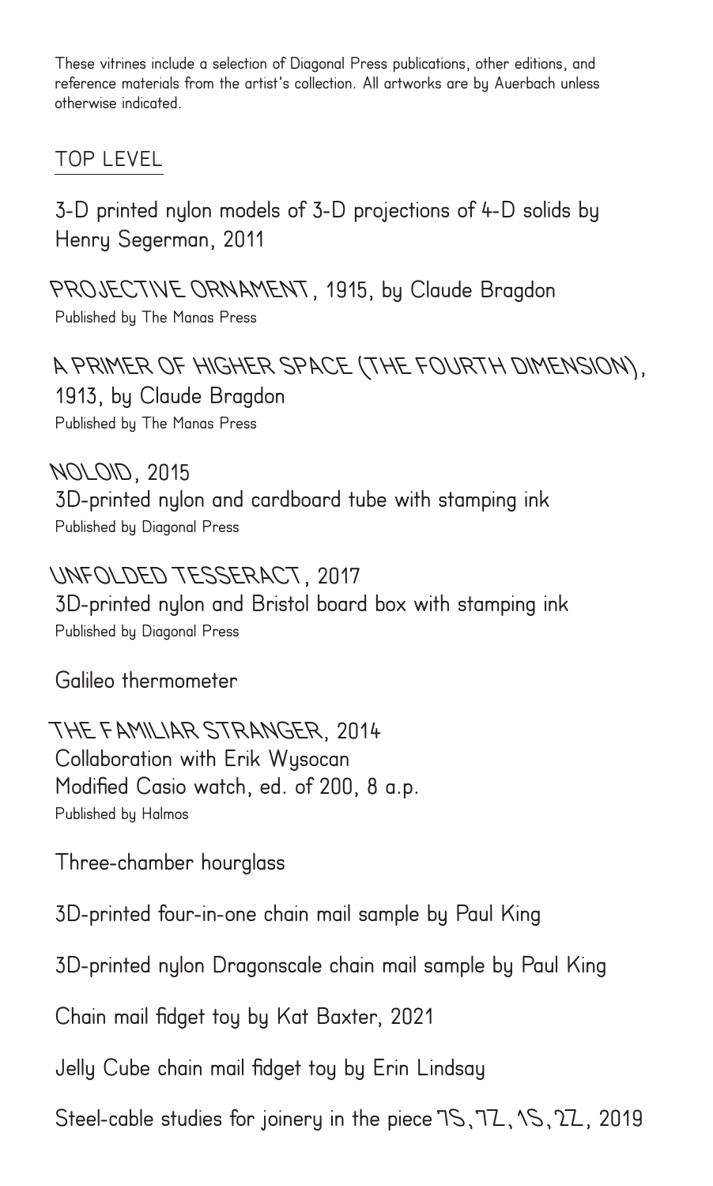These vitrines include a selection of Diagonal Press publications, other editions, and reference materials from the artist's collection. All artworks are by Auerbach unless otherwise indicated.

## TOP LEVEL

3-D printed nylon models of 3-D projections of 4-D solids by Henry Segerman, 2011

*PROJECTIVE ORNAMENT*, 1915, by Claude Bragdon
Published by The Manas Press

*A PRIMER OF HIGHER SPACE (THE FOURTH DIMENSION)*, 1913, by Claude Bragdon
Published by The Manas Press

*NOLOID*, 2015
3D-printed nylon and cardboard tube with stamping ink
Published by Diagonal Press

*UNFOLDED TESSERACT*, 2017
3D-printed nylon and Bristol board box with stamping ink
Published by Diagonal Press

Galileo thermometer

*THE FAMILIAR STRANGER*, 2014
Collaboration with Erik Wysocan
Modified Casio watch, ed. of 200, 8 a.p.
Published by Halmos

Three-chamber hourglass

3D-printed four-in-one chain mail sample by Paul King

3D-printed nylon Dragonscale chain mail sample by Paul King

Chain mail fidget toy by Kat Baxter, 2021

Jelly Cube chain mail fidget toy by Erin Lindsay

Steel-cable studies for joinery in the piece *7S, 7Z, 1S, 2Z*, 2019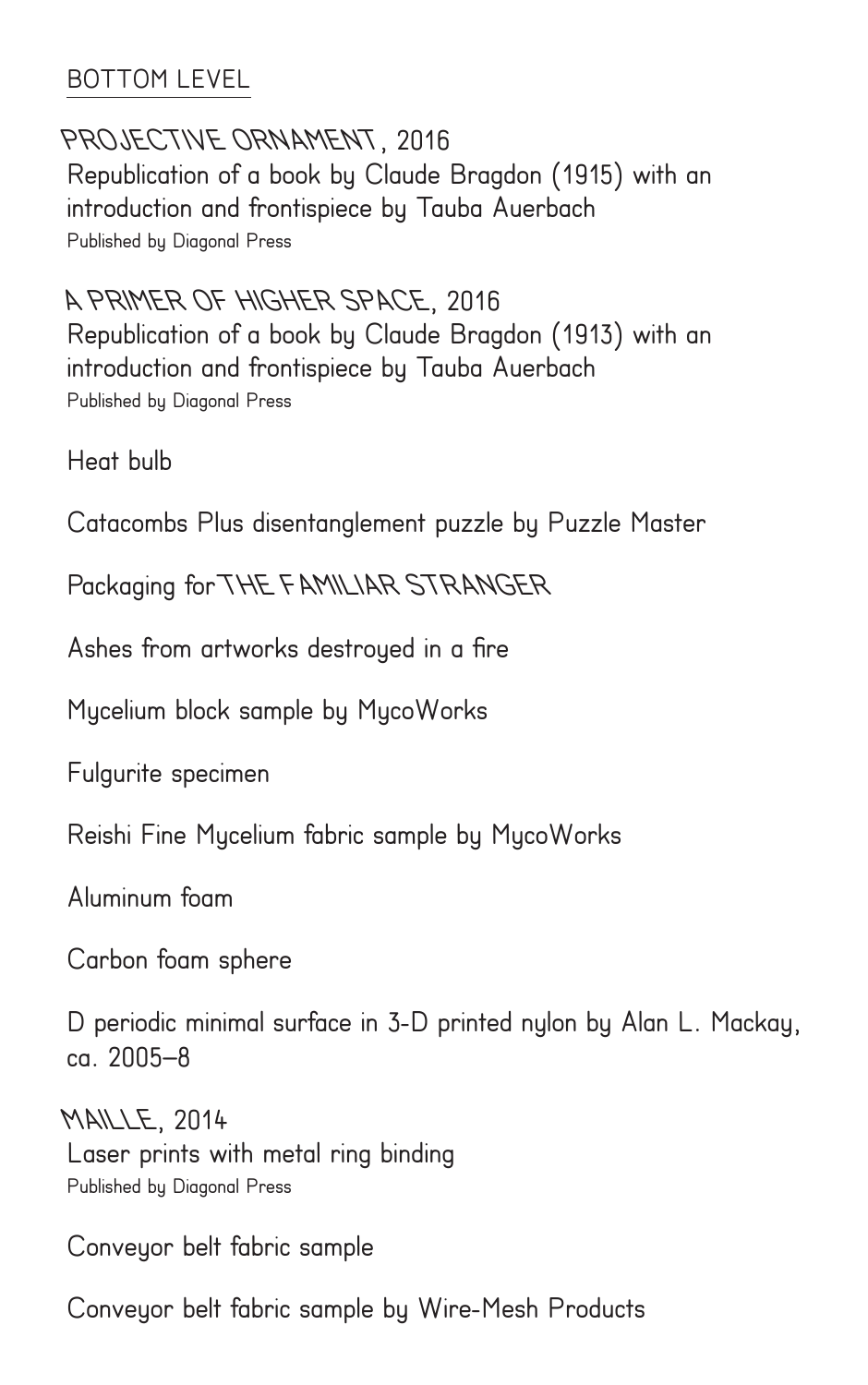## BOTTOM LEVEL

PROJECTIVE ORNAMENT, 2016
Republication of a book by Claude Bragdon (1915) with an introduction and frontispiece by Tauba Auerbach
Published by Diagonal Press

A PRIMER OF HIGHER SPACE, 2016
Republication of a book by Claude Bragdon (1913) with an introduction and frontispiece by Tauba Auerbach
Published by Diagonal Press

Heat bulb

Catacombs Plus disentanglement puzzle by Puzzle Master

Packaging for THE FAMILIAR STRANGER

Ashes from artworks destroyed in a fire

Mycelium block sample by MycoWorks

Fulgurite specimen

Reishi Fine Mycelium fabric sample by MycoWorks

Aluminum foam

Carbon foam sphere

D periodic minimal surface in 3-D printed nylon by Alan L. Mackay, ca. 2005–8

MAILLE, 2014
Laser prints with metal ring binding
Published by Diagonal Press

Conveyor belt fabric sample

Conveyor belt fabric sample by Wire-Mesh Products